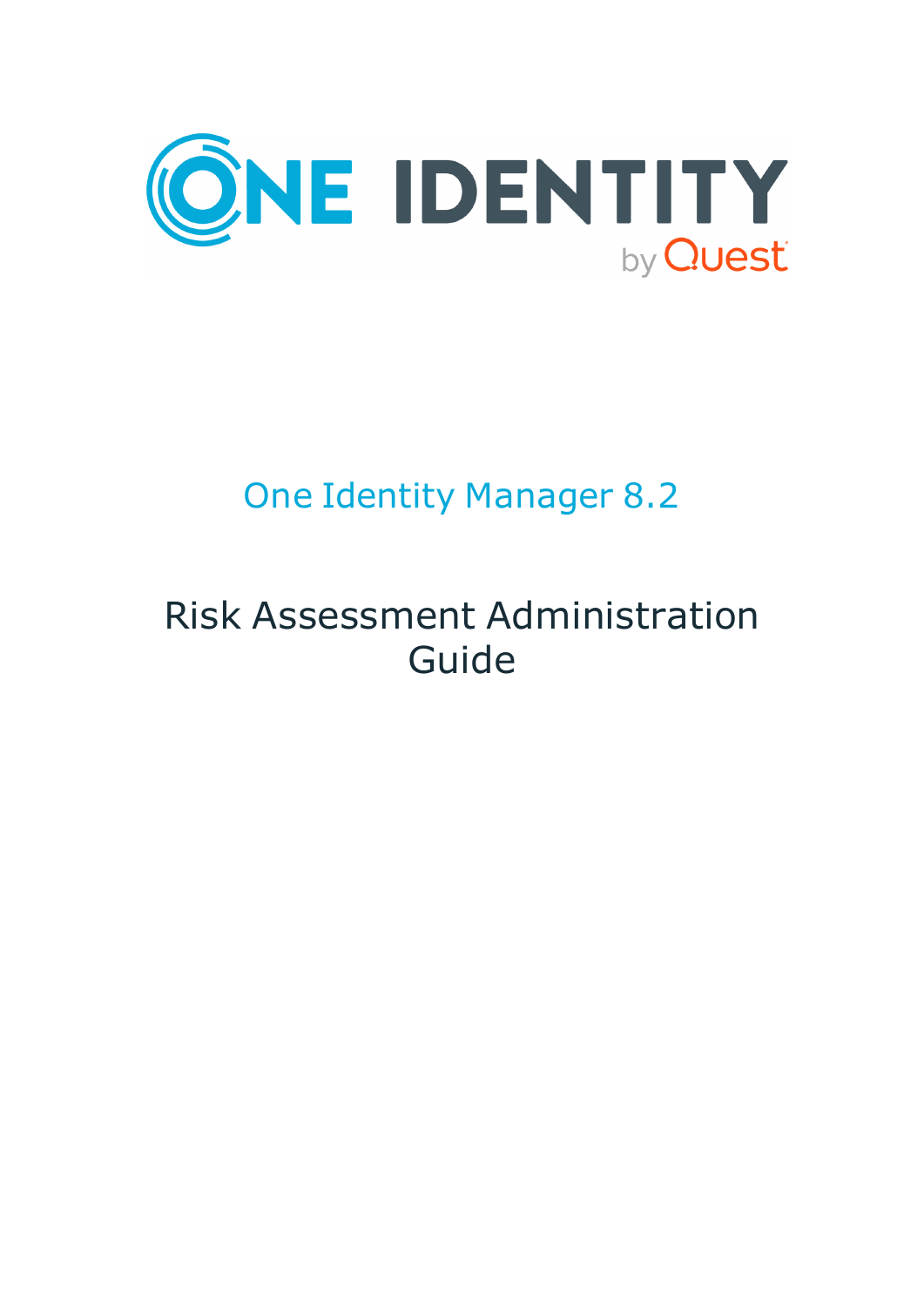ONE IDENTITY by Quest

# One Identity Manager 8.2

# Risk Assessment Administration Guide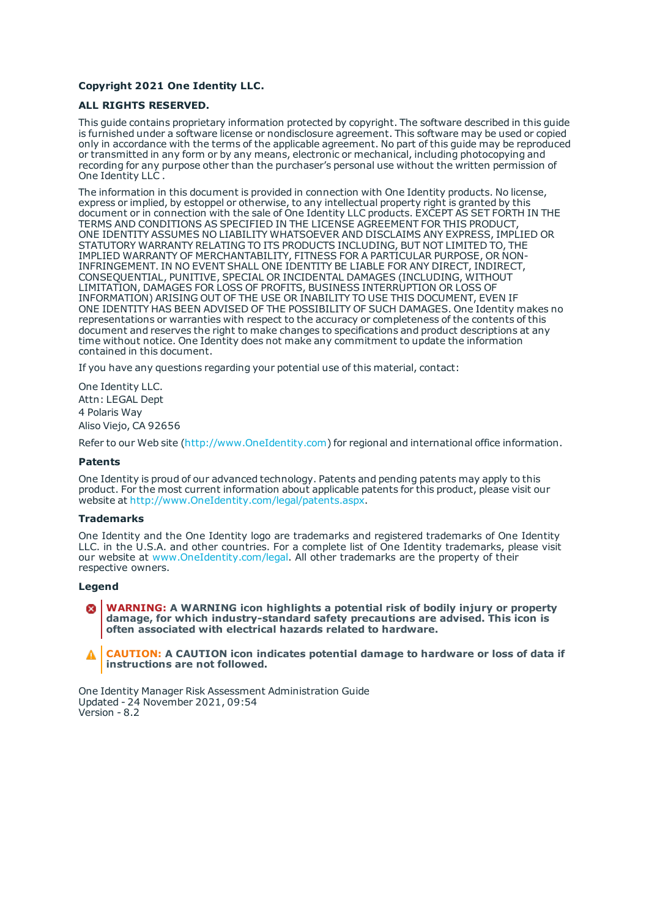**Copyright 2021 One Identity LLC.**

**ALL RIGHTS RESERVED.**

This guide contains proprietary information protected by copyright. The software described in this guide is furnished under a software license or nondisclosure agreement. This software may be used or copied only in accordance with the terms of the applicable agreement. No part of this guide may be reproduced or transmitted in any form or by any means, electronic or mechanical, including photocopying and recording for any purpose other than the purchaser's personal use without the written permission of One Identity LLC .

The information in this document is provided in connection with One Identity products. No license, express or implied, by estoppel or otherwise, to any intellectual property right is granted by this document or in connection with the sale of One Identity LLC products. EXCEPT AS SET FORTH IN THE TERMS AND CONDITIONS AS SPECIFIED IN THE LICENSE AGREEMENT FOR THIS PRODUCT, ONE IDENTITY ASSUMES NO LIABILITY WHATSOEVER AND DISCLAIMS ANY EXPRESS, IMPLIED OR STATUTORY WARRANTY RELATING TO ITS PRODUCTS INCLUDING, BUT NOT LIMITED TO, THE IMPLIED WARRANTY OF MERCHANTABILITY, FITNESS FOR A PARTICULAR PURPOSE, OR NON-INFRINGEMENT. IN NO EVENT SHALL ONE IDENTITY BE LIABLE FOR ANY DIRECT, INDIRECT, CONSEQUENTIAL, PUNITIVE, SPECIAL OR INCIDENTAL DAMAGES (INCLUDING, WITHOUT LIMITATION, DAMAGES FOR LOSS OF PROFITS, BUSINESS INTERRUPTION OR LOSS OF INFORMATION) ARISING OUT OF THE USE OR INABILITY TO USE THIS DOCUMENT, EVEN IF ONE IDENTITY HAS BEEN ADVISED OF THE POSSIBILITY OF SUCH DAMAGES. One Identity makes no representations or warranties with respect to the accuracy or completeness of the contents of this document and reserves the right to make changes to specifications and product descriptions at any time without notice. One Identity does not make any commitment to update the information contained in this document.

If you have any questions regarding your potential use of this material, contact:

One Identity LLC.
Attn: LEGAL Dept
4 Polaris Way
Aliso Viejo, CA 92656

Refer to our Web site (http://www.OneIdentity.com) for regional and international office information.

**Patents**

One Identity is proud of our advanced technology. Patents and pending patents may apply to this product. For the most current information about applicable patents for this product, please visit our website at http://www.OneIdentity.com/legal/patents.aspx.

**Trademarks**

One Identity and the One Identity logo are trademarks and registered trademarks of One Identity LLC. in the U.S.A. and other countries. For a complete list of One Identity trademarks, please visit our website at www.OneIdentity.com/legal. All other trademarks are the property of their respective owners.

**Legend**

**WARNING: A WARNING icon highlights a potential risk of bodily injury or property damage, for which industry-standard safety precautions are advised. This icon is often associated with electrical hazards related to hardware.**

**CAUTION: A CAUTION icon indicates potential damage to hardware or loss of data if instructions are not followed.**

One Identity Manager Risk Assessment Administration Guide
Updated - 24 November 2021, 09:54
Version - 8.2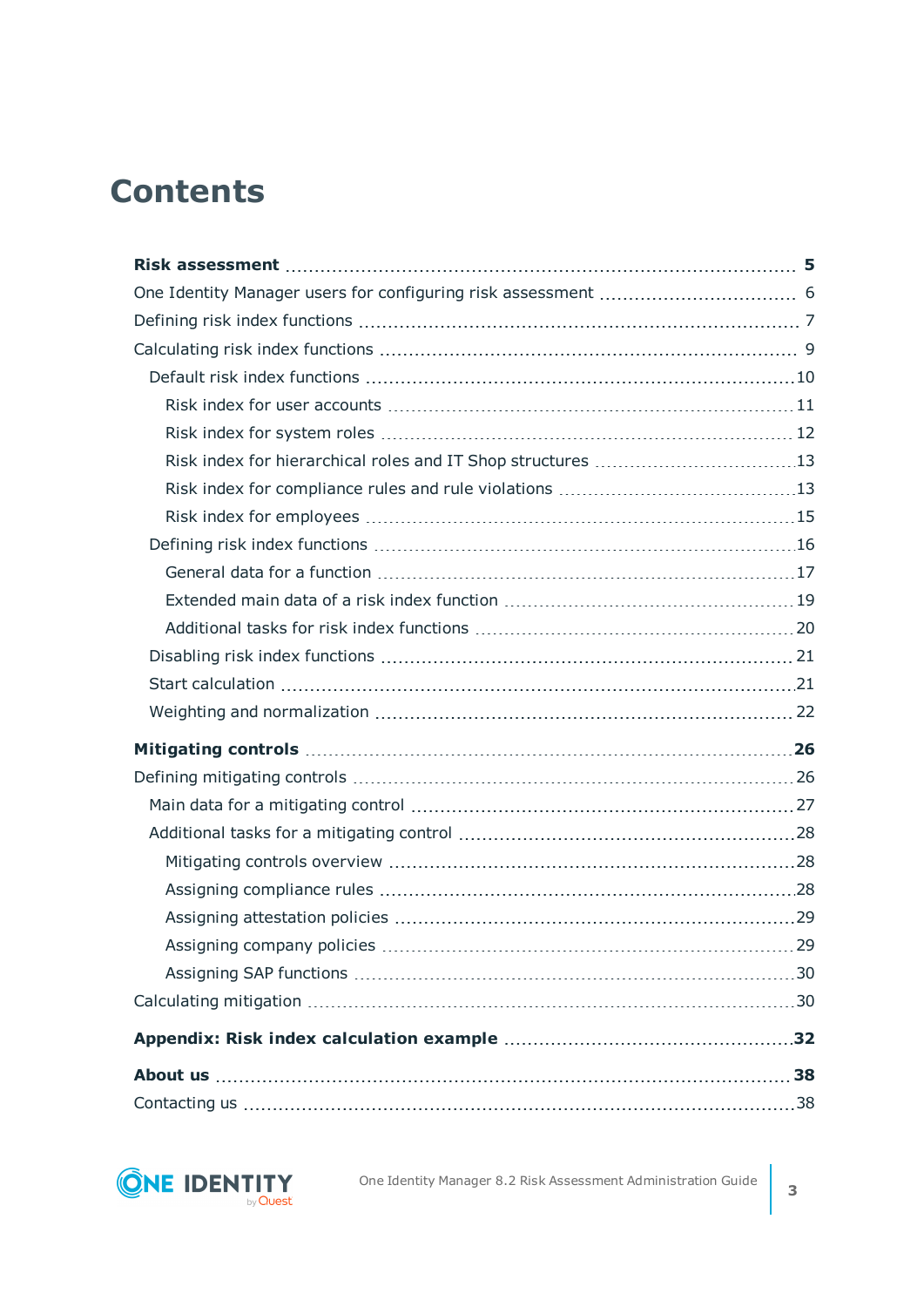# Contents

**Risk assessment** 5

One Identity Manager users for configuring risk assessment 6

Defining risk index functions 7

Calculating risk index functions 9

- Default risk index functions 10
  - Risk index for user accounts 11
  - Risk index for system roles 12
  - Risk index for hierarchical roles and IT Shop structures 13
  - Risk index for compliance rules and rule violations 13
  - Risk index for employees 15
- Defining risk index functions 16
  - General data for a function 17
  - Extended main data of a risk index function 19
  - Additional tasks for risk index functions 20
- Disabling risk index functions 21
- Start calculation 21
- Weighting and normalization 22

**Mitigating controls** 26

Defining mitigating controls 26

- Main data for a mitigating control 27
- Additional tasks for a mitigating control 28
  - Mitigating controls overview 28
  - Assigning compliance rules 28
  - Assigning attestation policies 29
  - Assigning company policies 29
  - Assigning SAP functions 30

Calculating mitigation 30

**Appendix: Risk index calculation example** 32

**About us** 38

Contacting us 38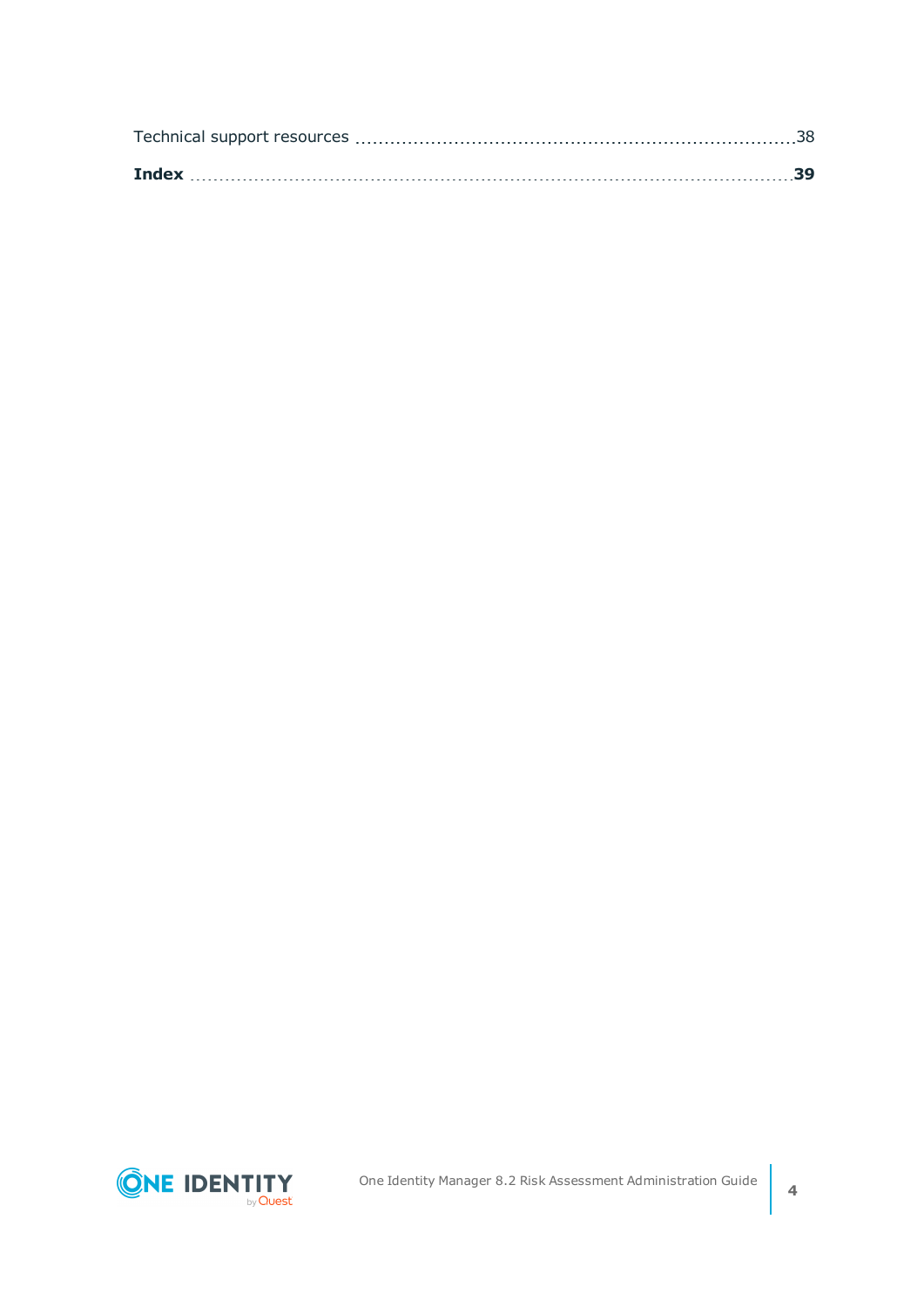Technical support resources ........................................................................38

**Index** ........................................................................................................**39**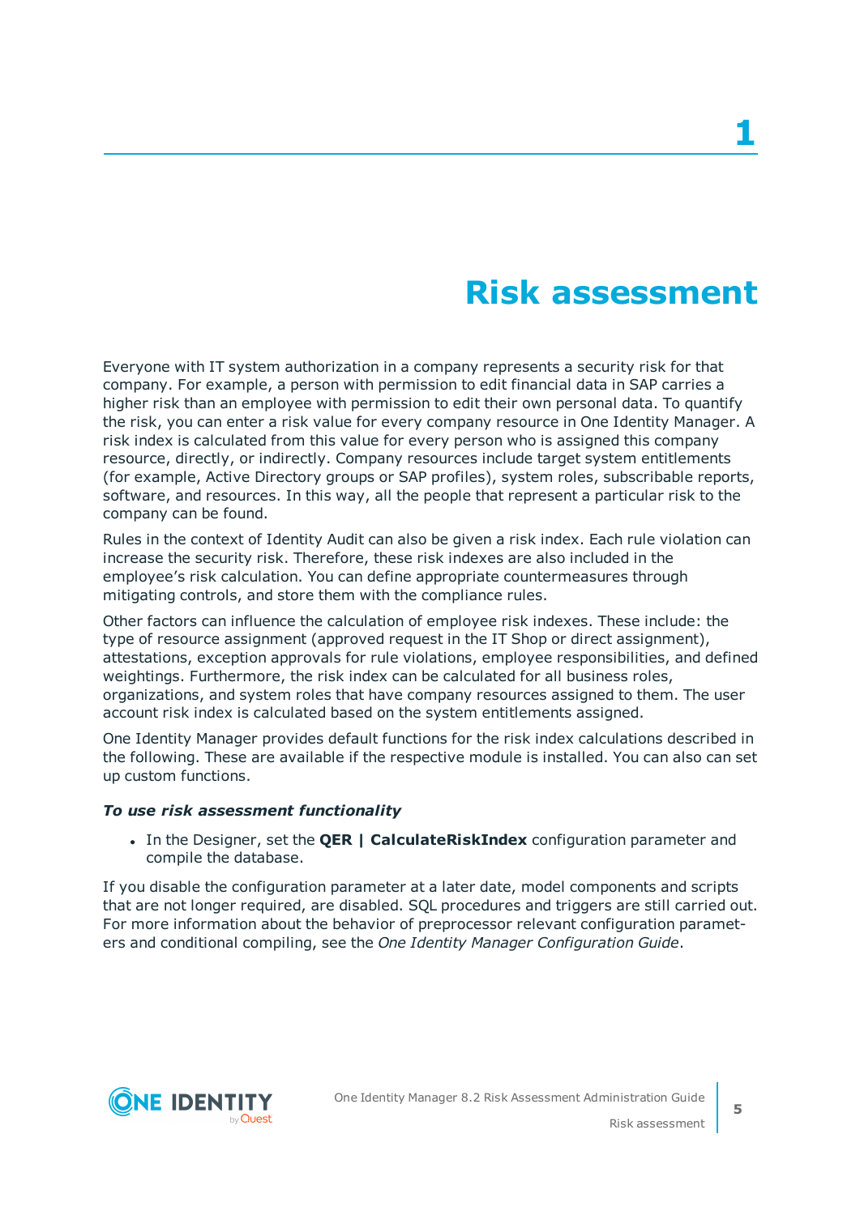# 1 Risk assessment

Everyone with IT system authorization in a company represents a security risk for that company. For example, a person with permission to edit financial data in SAP carries a higher risk than an employee with permission to edit their own personal data. To quantify the risk, you can enter a risk value for every company resource in One Identity Manager. A risk index is calculated from this value for every person who is assigned this company resource, directly, or indirectly. Company resources include target system entitlements (for example, Active Directory groups or SAP profiles), system roles, subscribable reports, software, and resources. In this way, all the people that represent a particular risk to the company can be found.

Rules in the context of Identity Audit can also be given a risk index. Each rule violation can increase the security risk. Therefore, these risk indexes are also included in the employee's risk calculation. You can define appropriate countermeasures through mitigating controls, and store them with the compliance rules.

Other factors can influence the calculation of employee risk indexes. These include: the type of resource assignment (approved request in the IT Shop or direct assignment), attestations, exception approvals for rule violations, employee responsibilities, and defined weightings. Furthermore, the risk index can be calculated for all business roles, organizations, and system roles that have company resources assigned to them. The user account risk index is calculated based on the system entitlements assigned.

One Identity Manager provides default functions for the risk index calculations described in the following. These are available if the respective module is installed. You can also can set up custom functions.

***To use risk assessment functionality***

- In the Designer, set the **QER | CalculateRiskIndex** configuration parameter and compile the database.

If you disable the configuration parameter at a later date, model components and scripts that are not longer required, are disabled. SQL procedures and triggers are still carried out. For more information about the behavior of preprocessor relevant configuration parameters and conditional compiling, see the *One Identity Manager Configuration Guide*.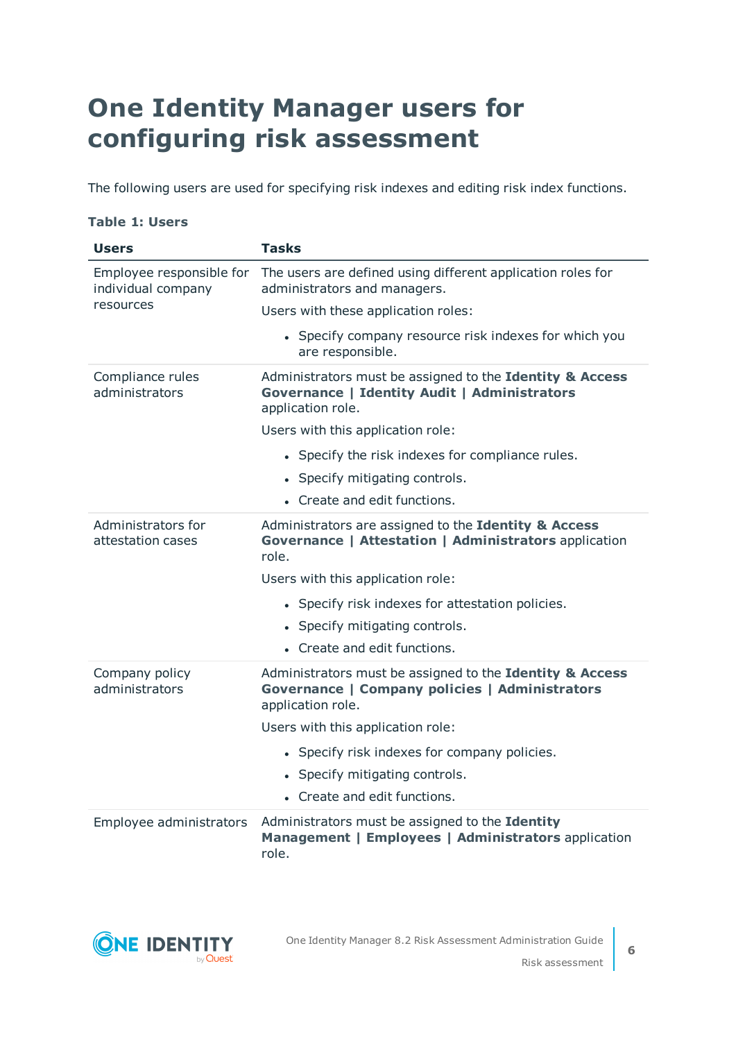# One Identity Manager users for configuring risk assessment

The following users are used for specifying risk indexes and editing risk index functions.

**Table 1: Users**

| Users | Tasks |
|---|---|
| Employee responsible for individual company resources | The users are defined using different application roles for administrators and managers.<br>Users with these application roles:<br>• Specify company resource risk indexes for which you are responsible. |
| Compliance rules administrators | Administrators must be assigned to the **Identity & Access Governance \| Identity Audit \| Administrators** application role.<br>Users with this application role:<br>• Specify the risk indexes for compliance rules.<br>• Specify mitigating controls.<br>• Create and edit functions. |
| Administrators for attestation cases | Administrators are assigned to the **Identity & Access Governance \| Attestation \| Administrators** application role.<br>Users with this application role:<br>• Specify risk indexes for attestation policies.<br>• Specify mitigating controls.<br>• Create and edit functions. |
| Company policy administrators | Administrators must be assigned to the **Identity & Access Governance \| Company policies \| Administrators** application role.<br>Users with this application role:<br>• Specify risk indexes for company policies.<br>• Specify mitigating controls.<br>• Create and edit functions. |
| Employee administrators | Administrators must be assigned to the **Identity Management \| Employees \| Administrators** application role. |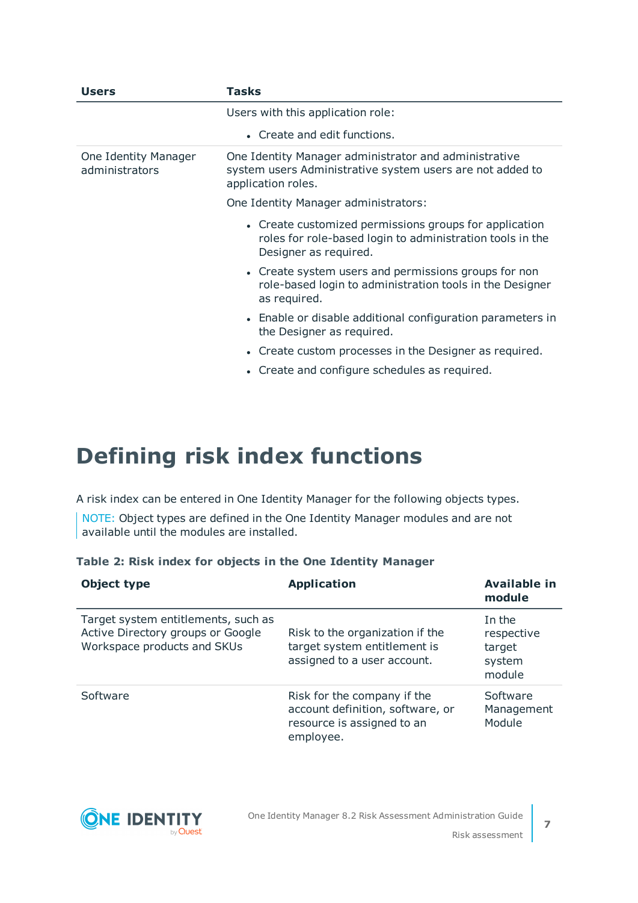| Users | Tasks |
|---|---|
| | Users with this application role:<br>• Create and edit functions. |
| One Identity Manager administrators | One Identity Manager administrator and administrative system users Administrative system users are not added to application roles.<br>One Identity Manager administrators:<br>• Create customized permissions groups for application roles for role-based login to administration tools in the Designer as required.<br>• Create system users and permissions groups for non role-based login to administration tools in the Designer as required.<br>• Enable or disable additional configuration parameters in the Designer as required.<br>• Create custom processes in the Designer as required.<br>• Create and configure schedules as required. |

# Defining risk index functions

A risk index can be entered in One Identity Manager for the following objects types.

NOTE: Object types are defined in the One Identity Manager modules and are not available until the modules are installed.

**Table 2: Risk index for objects in the One Identity Manager**

| Object type | Application | Available in module |
|---|---|---|
| Target system entitlements, such as Active Directory groups or Google Workspace products and SKUs | Risk to the organization if the target system entitlement is assigned to a user account. | In the respective target system module |
| Software | Risk for the company if the account definition, software, or resource is assigned to an employee. | Software Management Module |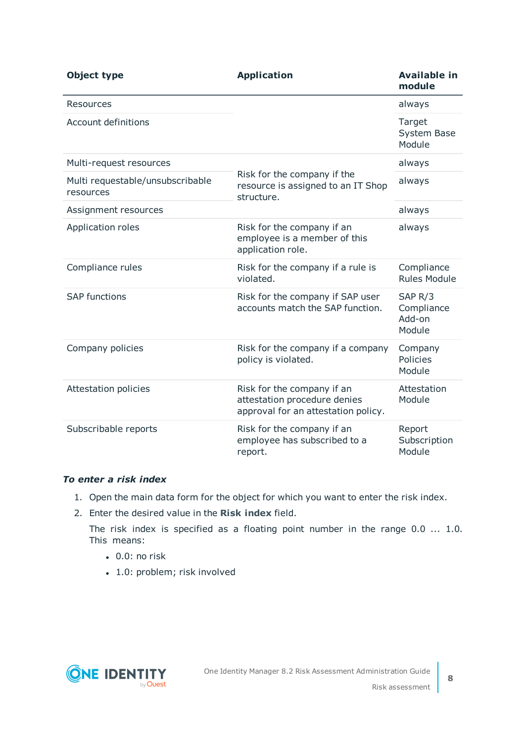| Object type | Application | Available in module |
|---|---|---|
| Resources | | always |
| Account definitions | | Target System Base Module |
| Multi-request resources | Risk for the company if the resource is assigned to an IT Shop structure. | always |
| Multi requestable/unsubscribable resources | | always |
| Assignment resources | | always |
| Application roles | Risk for the company if an employee is a member of this application role. | always |
| Compliance rules | Risk for the company if a rule is violated. | Compliance Rules Module |
| SAP functions | Risk for the company if SAP user accounts match the SAP function. | SAP R/3 Compliance Add-on Module |
| Company policies | Risk for the company if a company policy is violated. | Company Policies Module |
| Attestation policies | Risk for the company if an attestation procedure denies approval for an attestation policy. | Attestation Module |
| Subscribable reports | Risk for the company if an employee has subscribed to a report. | Report Subscription Module |

***To enter a risk index***

1. Open the main data form for the object for which you want to enter the risk index.
2. Enter the desired value in the **Risk index** field.

   The risk index is specified as a floating point number in the range 0.0 ... 1.0. This means:

   - 0.0: no risk
   - 1.0: problem; risk involved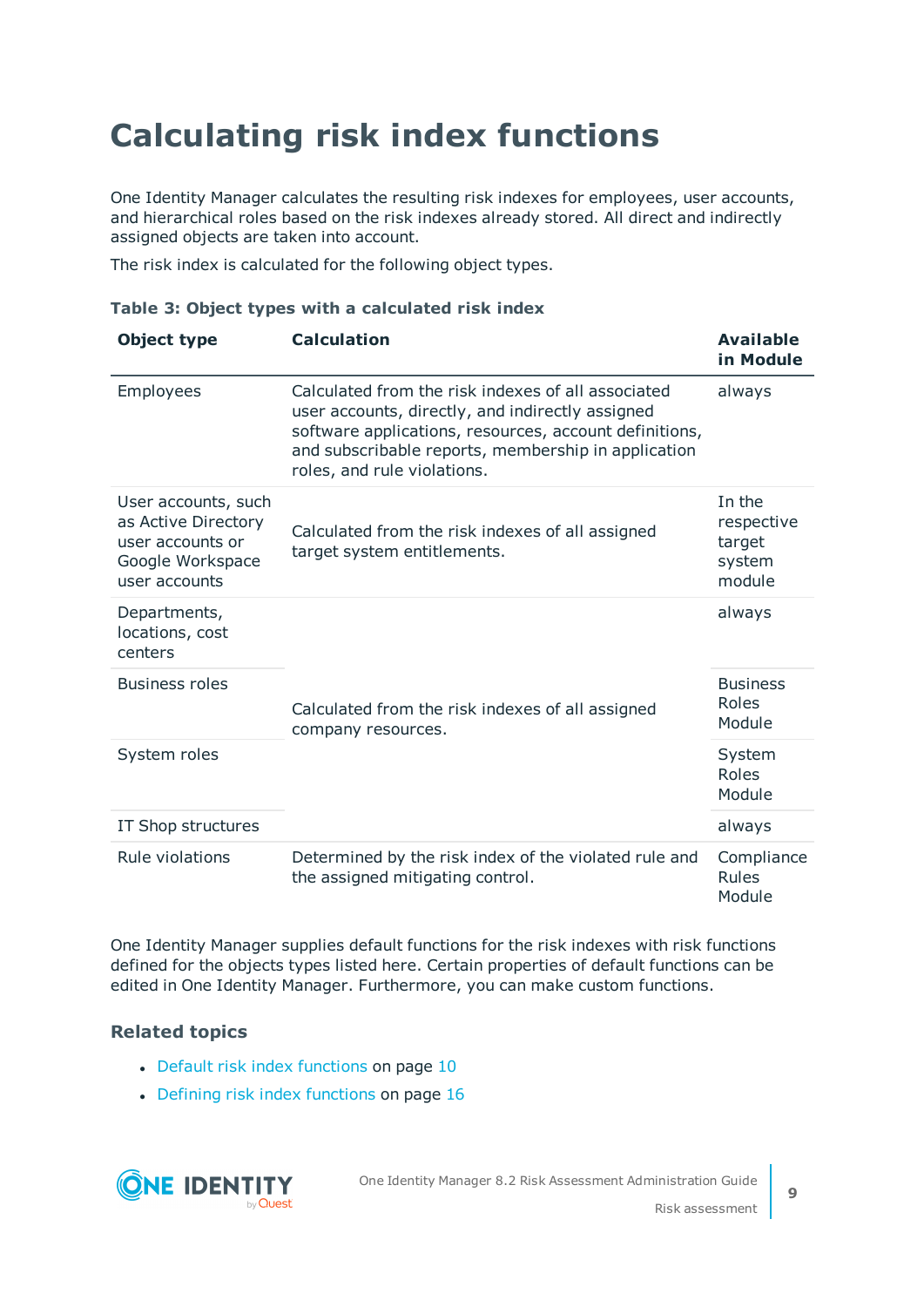# Calculating risk index functions

One Identity Manager calculates the resulting risk indexes for employees, user accounts, and hierarchical roles based on the risk indexes already stored. All direct and indirectly assigned objects are taken into account.

The risk index is calculated for the following object types.

**Table 3: Object types with a calculated risk index**

| Object type | Calculation | Available in Module |
|---|---|---|
| Employees | Calculated from the risk indexes of all associated user accounts, directly, and indirectly assigned software applications, resources, account definitions, and subscribable reports, membership in application roles, and rule violations. | always |
| User accounts, such as Active Directory user accounts or Google Workspace user accounts | Calculated from the risk indexes of all assigned target system entitlements. | In the respective target system module |
| Departments, locations, cost centers | Calculated from the risk indexes of all assigned company resources. | always |
| Business roles | Calculated from the risk indexes of all assigned company resources. | Business Roles Module |
| System roles | Calculated from the risk indexes of all assigned company resources. | System Roles Module |
| IT Shop structures | Calculated from the risk indexes of all assigned company resources. | always |
| Rule violations | Determined by the risk index of the violated rule and the assigned mitigating control. | Compliance Rules Module |

One Identity Manager supplies default functions for the risk indexes with risk functions defined for the objects types listed here. Certain properties of default functions can be edited in One Identity Manager. Furthermore, you can make custom functions.

### Related topics

- Default risk index functions on page 10
- Defining risk index functions on page 16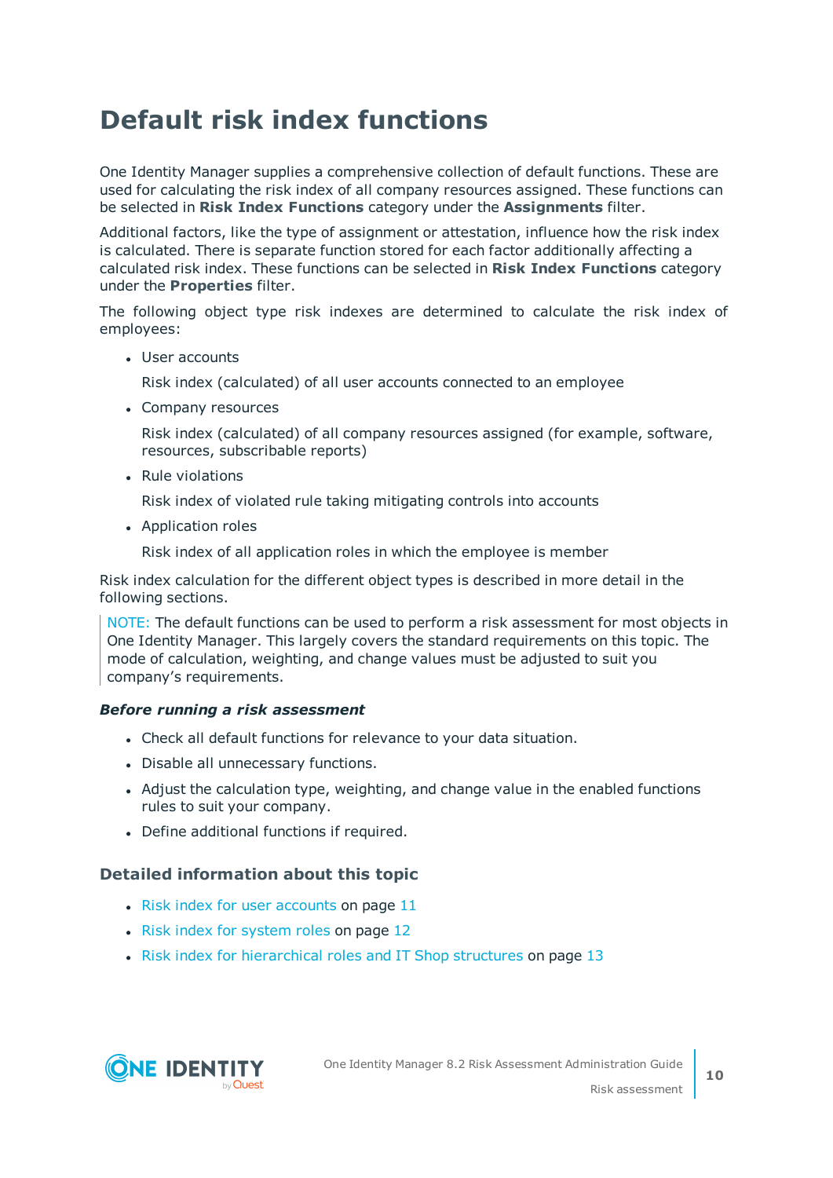# Default risk index functions

One Identity Manager supplies a comprehensive collection of default functions. These are used for calculating the risk index of all company resources assigned. These functions can be selected in **Risk Index Functions** category under the **Assignments** filter.

Additional factors, like the type of assignment or attestation, influence how the risk index is calculated. There is separate function stored for each factor additionally affecting a calculated risk index. These functions can be selected in **Risk Index Functions** category under the **Properties** filter.

The following object type risk indexes are determined to calculate the risk index of employees:

- User accounts

  Risk index (calculated) of all user accounts connected to an employee

- Company resources

  Risk index (calculated) of all company resources assigned (for example, software, resources, subscribable reports)

- Rule violations

  Risk index of violated rule taking mitigating controls into accounts

- Application roles

  Risk index of all application roles in which the employee is member

Risk index calculation for the different object types is described in more detail in the following sections.

NOTE: The default functions can be used to perform a risk assessment for most objects in One Identity Manager. This largely covers the standard requirements on this topic. The mode of calculation, weighting, and change values must be adjusted to suit you company's requirements.

***Before running a risk assessment***

- Check all default functions for relevance to your data situation.
- Disable all unnecessary functions.
- Adjust the calculation type, weighting, and change value in the enabled functions rules to suit your company.
- Define additional functions if required.

### Detailed information about this topic

- Risk index for user accounts on page 11
- Risk index for system roles on page 12
- Risk index for hierarchical roles and IT Shop structures on page 13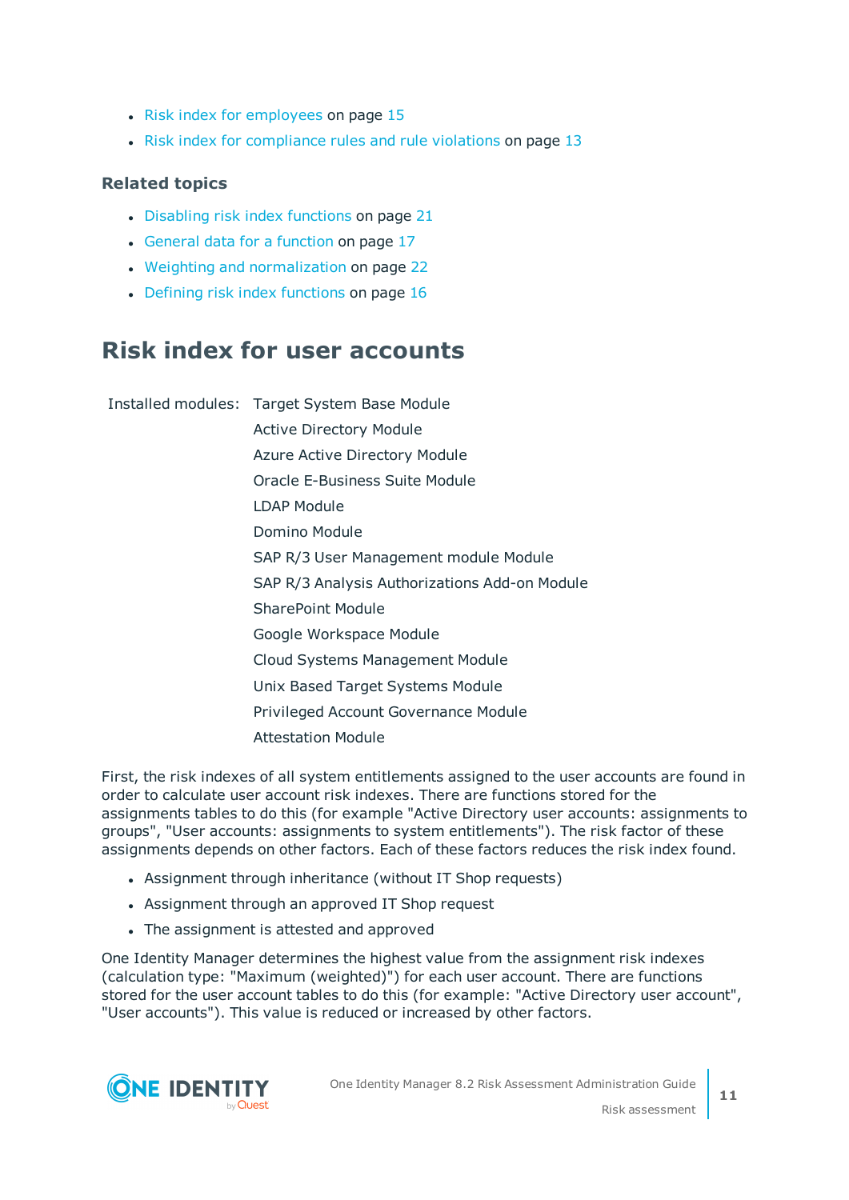- Risk index for employees on page 15
- Risk index for compliance rules and rule violations on page 13

### Related topics

- Disabling risk index functions on page 21
- General data for a function on page 17
- Weighting and normalization on page 22
- Defining risk index functions on page 16

## Risk index for user accounts

| Installed modules: | Target System Base Module |
|---|---|
| | Active Directory Module |
| | Azure Active Directory Module |
| | Oracle E-Business Suite Module |
| | LDAP Module |
| | Domino Module |
| | SAP R/3 User Management module Module |
| | SAP R/3 Analysis Authorizations Add-on Module |
| | SharePoint Module |
| | Google Workspace Module |
| | Cloud Systems Management Module |
| | Unix Based Target Systems Module |
| | Privileged Account Governance Module |
| | Attestation Module |

First, the risk indexes of all system entitlements assigned to the user accounts are found in order to calculate user account risk indexes. There are functions stored for the assignments tables to do this (for example "Active Directory user accounts: assignments to groups", "User accounts: assignments to system entitlements"). The risk factor of these assignments depends on other factors. Each of these factors reduces the risk index found.

- Assignment through inheritance (without IT Shop requests)
- Assignment through an approved IT Shop request
- The assignment is attested and approved

One Identity Manager determines the highest value from the assignment risk indexes (calculation type: "Maximum (weighted)") for each user account. There are functions stored for the user account tables to do this (for example: "Active Directory user account", "User accounts"). This value is reduced or increased by other factors.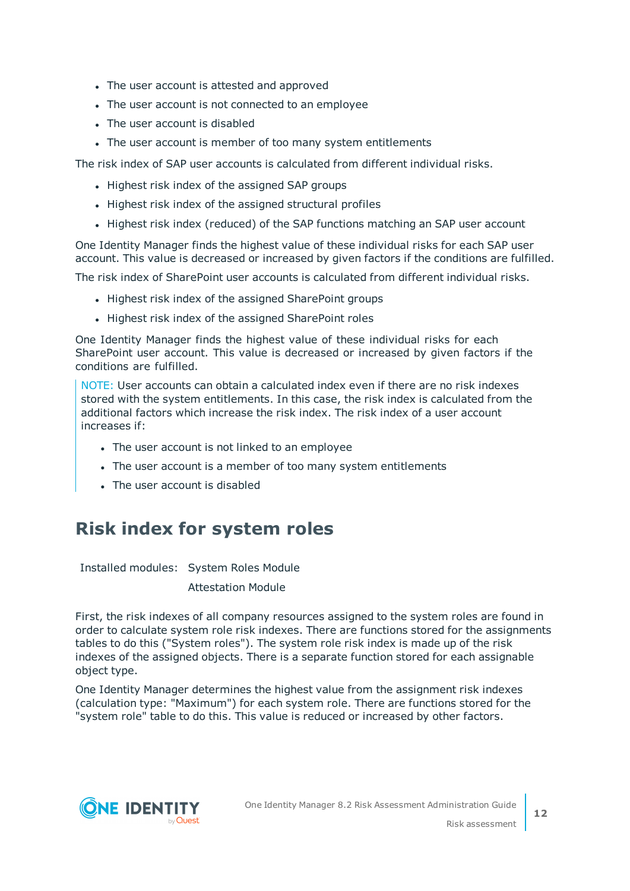- The user account is attested and approved
- The user account is not connected to an employee
- The user account is disabled
- The user account is member of too many system entitlements

The risk index of SAP user accounts is calculated from different individual risks.

- Highest risk index of the assigned SAP groups
- Highest risk index of the assigned structural profiles
- Highest risk index (reduced) of the SAP functions matching an SAP user account

One Identity Manager finds the highest value of these individual risks for each SAP user account. This value is decreased or increased by given factors if the conditions are fulfilled.

The risk index of SharePoint user accounts is calculated from different individual risks.

- Highest risk index of the assigned SharePoint groups
- Highest risk index of the assigned SharePoint roles

One Identity Manager finds the highest value of these individual risks for each SharePoint user account. This value is decreased or increased by given factors if the conditions are fulfilled.

> NOTE: User accounts can obtain a calculated index even if there are no risk indexes stored with the system entitlements. In this case, the risk index is calculated from the additional factors which increase the risk index. The risk index of a user account increases if:
>
> - The user account is not linked to an employee
> - The user account is a member of too many system entitlements
> - The user account is disabled

## Risk index for system roles

| Installed modules: | System Roles Module |
| --- | --- |
| | Attestation Module |

First, the risk indexes of all company resources assigned to the system roles are found in order to calculate system role risk indexes. There are functions stored for the assignments tables to do this ("System roles"). The system role risk index is made up of the risk indexes of the assigned objects. There is a separate function stored for each assignable object type.

One Identity Manager determines the highest value from the assignment risk indexes (calculation type: "Maximum") for each system role. There are functions stored for the "system role" table to do this. This value is reduced or increased by other factors.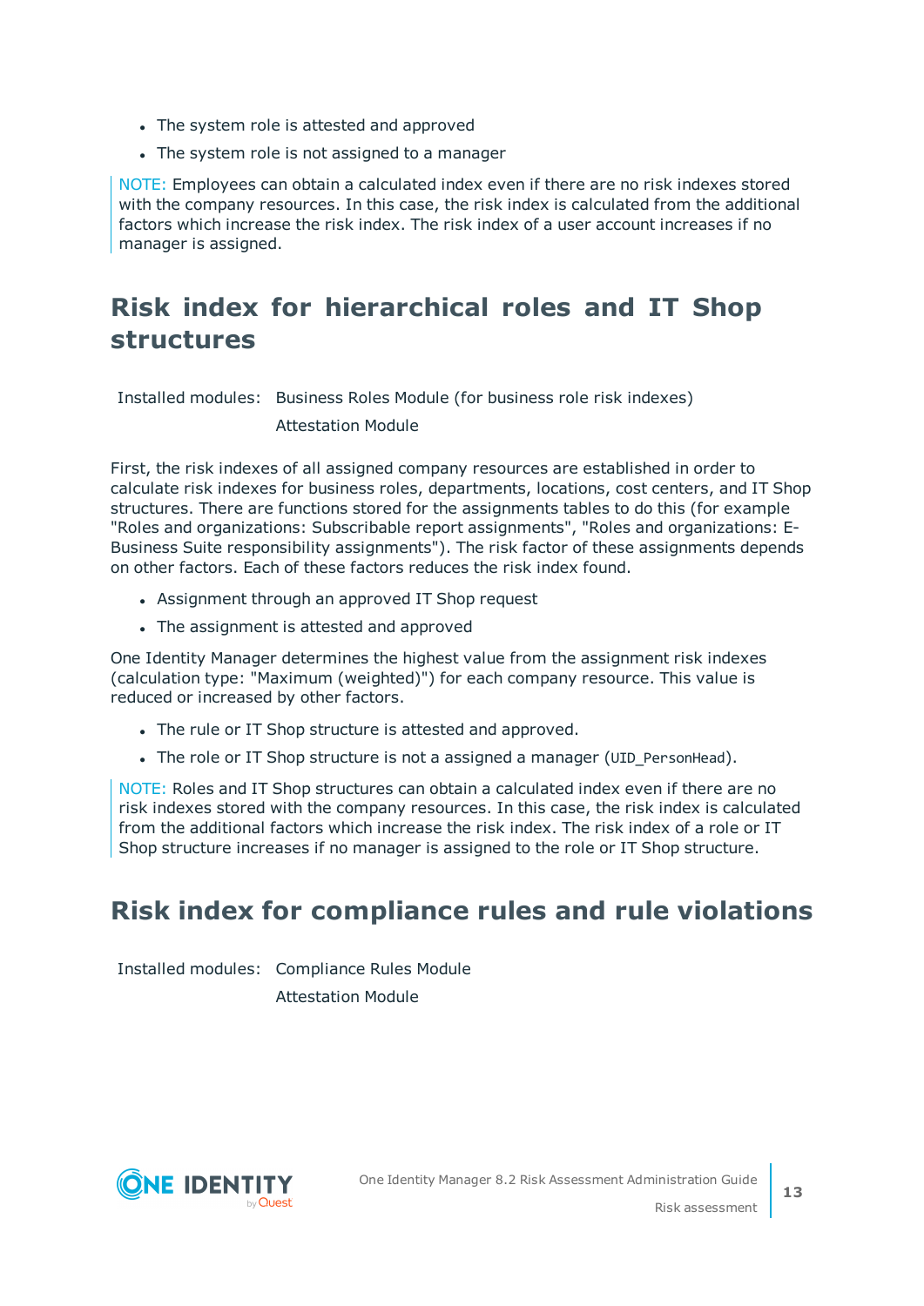- The system role is attested and approved
- The system role is not assigned to a manager

NOTE: Employees can obtain a calculated index even if there are no risk indexes stored with the company resources. In this case, the risk index is calculated from the additional factors which increase the risk index. The risk index of a user account increases if no manager is assigned.

## Risk index for hierarchical roles and IT Shop structures

Installed modules: Business Roles Module (for business role risk indexes)

Attestation Module

First, the risk indexes of all assigned company resources are established in order to calculate risk indexes for business roles, departments, locations, cost centers, and IT Shop structures. There are functions stored for the assignments tables to do this (for example "Roles and organizations: Subscribable report assignments", "Roles and organizations: E-Business Suite responsibility assignments"). The risk factor of these assignments depends on other factors. Each of these factors reduces the risk index found.

- Assignment through an approved IT Shop request
- The assignment is attested and approved

One Identity Manager determines the highest value from the assignment risk indexes (calculation type: "Maximum (weighted)") for each company resource. This value is reduced or increased by other factors.

- The rule or IT Shop structure is attested and approved.
- The role or IT Shop structure is not a assigned a manager (`UID_PersonHead`).

NOTE: Roles and IT Shop structures can obtain a calculated index even if there are no risk indexes stored with the company resources. In this case, the risk index is calculated from the additional factors which increase the risk index. The risk index of a role or IT Shop structure increases if no manager is assigned to the role or IT Shop structure.

## Risk index for compliance rules and rule violations

Installed modules: Compliance Rules Module

Attestation Module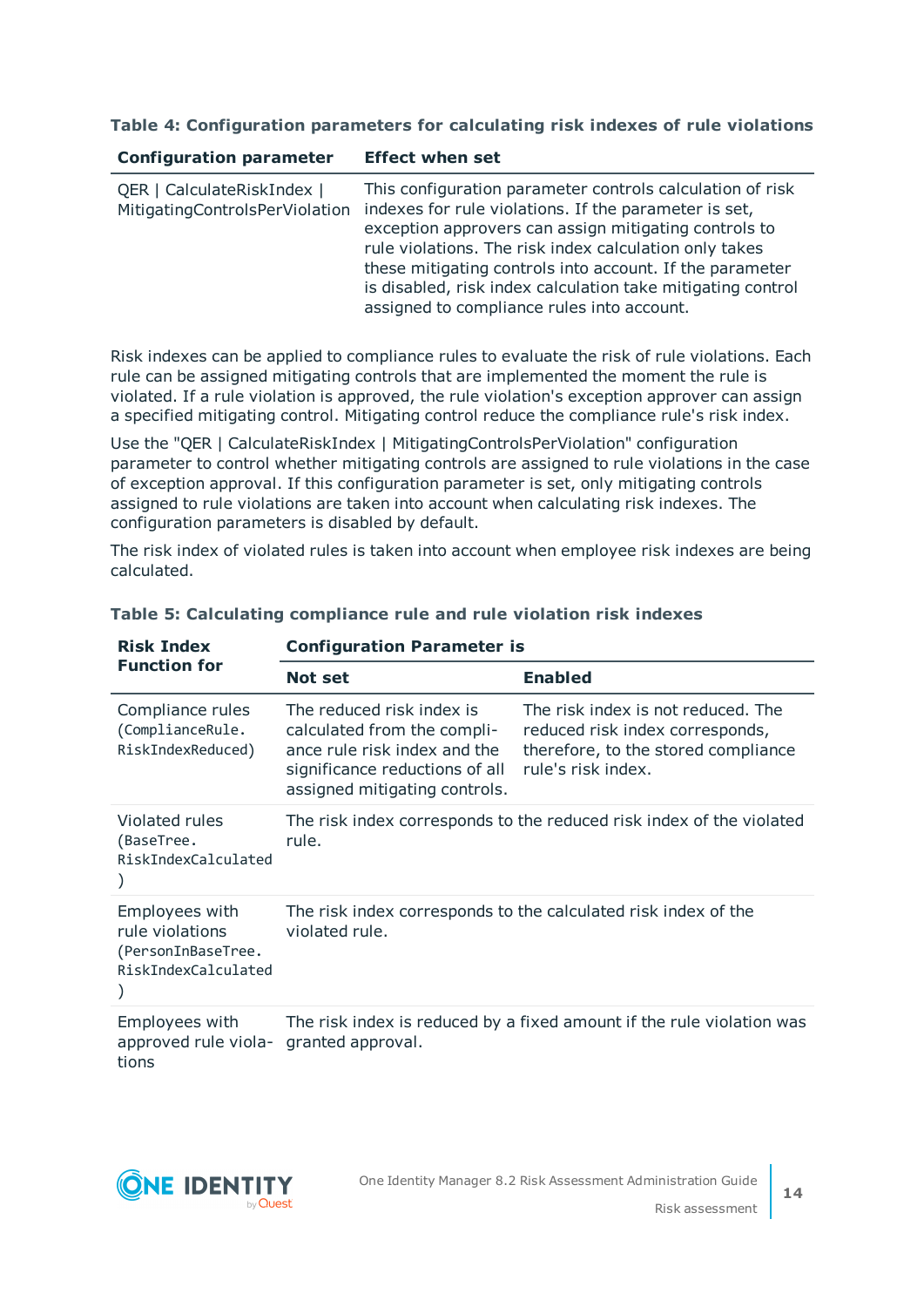**Table 4: Configuration parameters for calculating risk indexes of rule violations**

| Configuration parameter | Effect when set |
| --- | --- |
| QER \| CalculateRiskIndex \| MitigatingControlsPerViolation | This configuration parameter controls calculation of risk indexes for rule violations. If the parameter is set, exception approvers can assign mitigating controls to rule violations. The risk index calculation only takes these mitigating controls into account. If the parameter is disabled, risk index calculation take mitigating control assigned to compliance rules into account. |

Risk indexes can be applied to compliance rules to evaluate the risk of rule violations. Each rule can be assigned mitigating controls that are implemented the moment the rule is violated. If a rule violation is approved, the rule violation's exception approver can assign a specified mitigating control. Mitigating control reduce the compliance rule's risk index.

Use the "QER | CalculateRiskIndex | MitigatingControlsPerViolation" configuration parameter to control whether mitigating controls are assigned to rule violations in the case of exception approval. If this configuration parameter is set, only mitigating controls assigned to rule violations are taken into account when calculating risk indexes. The configuration parameters is disabled by default.

The risk index of violated rules is taken into account when employee risk indexes are being calculated.

**Table 5: Calculating compliance rule and rule violation risk indexes**

| Risk Index Function for | Configuration Parameter is | |
| --- | --- | --- |
| | Not set | Enabled |
| Compliance rules (ComplianceRule. RiskIndexReduced) | The reduced risk index is calculated from the compliance rule risk index and the significance reductions of all assigned mitigating controls. | The risk index is not reduced. The reduced risk index corresponds, therefore, to the stored compliance rule's risk index. |
| Violated rules (BaseTree. RiskIndexCalculated) | The risk index corresponds to the reduced risk index of the violated rule. | |
| Employees with rule violations (PersonInBaseTree. RiskIndexCalculated) | The risk index corresponds to the calculated risk index of the violated rule. | |
| Employees with approved rule violations | The risk index is reduced by a fixed amount if the rule violation was granted approval. | |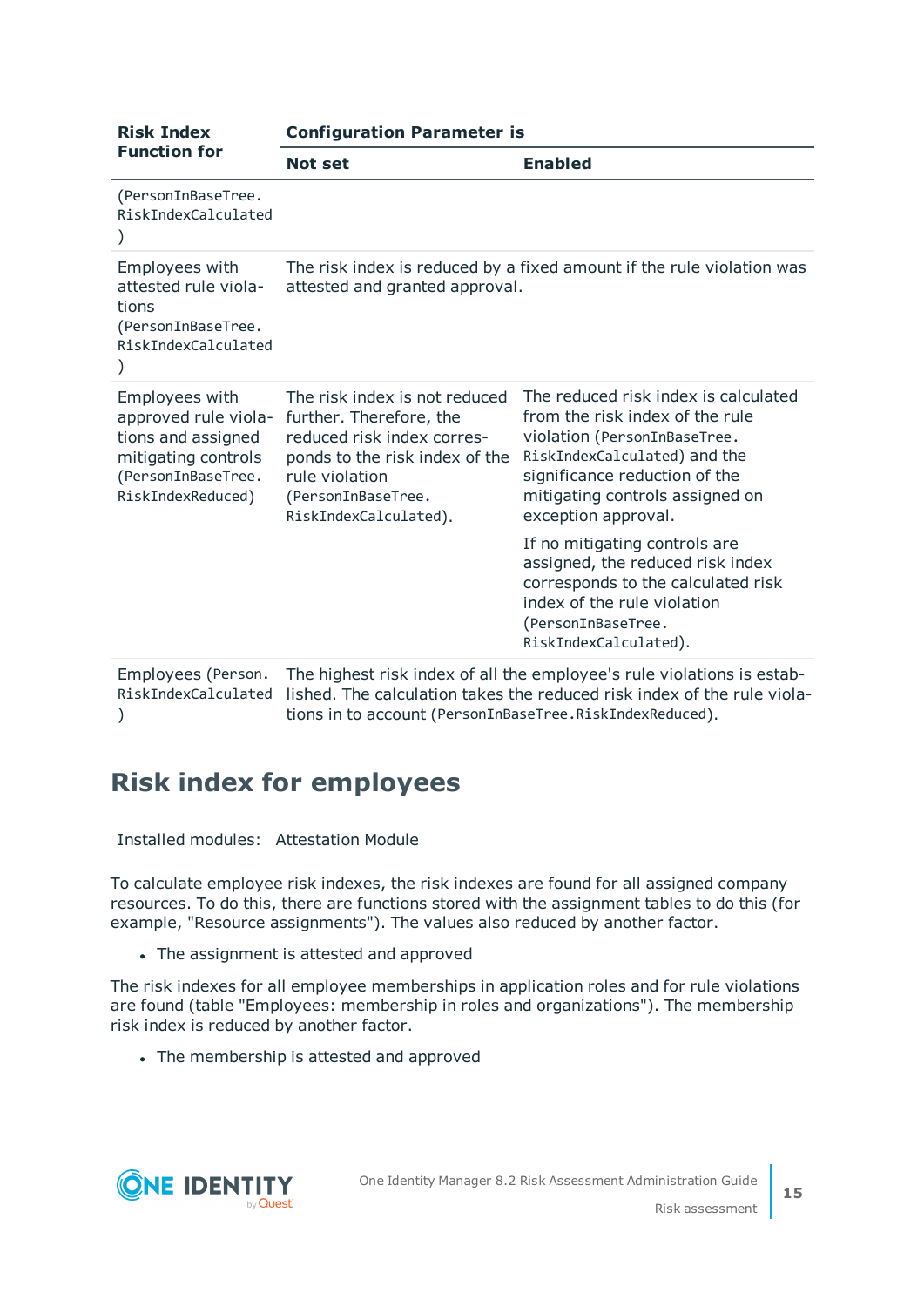| Risk Index Function for | Configuration Parameter is | |
|---|---|---|
| | Not set | Enabled |
| (PersonInBaseTree.RiskIndexCalculated) | | |
| Employees with attested rule violations (PersonInBaseTree.RiskIndexCalculated) | The risk index is reduced by a fixed amount if the rule violation was attested and granted approval. | |
| Employees with approved rule violations and assigned mitigating controls (PersonInBaseTree.RiskIndexReduced) | The risk index is not reduced further. Therefore, the reduced risk index corresponds to the risk index of the rule violation (PersonInBaseTree.RiskIndexCalculated). | The reduced risk index is calculated from the risk index of the rule violation (PersonInBaseTree.RiskIndexCalculated) and the significance reduction of the mitigating controls assigned on exception approval.<br><br>If no mitigating controls are assigned, the reduced risk index corresponds to the calculated risk index of the rule violation (PersonInBaseTree.RiskIndexCalculated). |
| Employees (Person.RiskIndexCalculated) | The highest risk index of all the employee's rule violations is established. The calculation takes the reduced risk index of the rule violations in to account (PersonInBaseTree.RiskIndexReduced). | |

## Risk index for employees

Installed modules: Attestation Module

To calculate employee risk indexes, the risk indexes are found for all assigned company resources. To do this, there are functions stored with the assignment tables to do this (for example, "Resource assignments"). The values also reduced by another factor.

- The assignment is attested and approved

The risk indexes for all employee memberships in application roles and for rule violations are found (table "Employees: membership in roles and organizations"). The membership risk index is reduced by another factor.

- The membership is attested and approved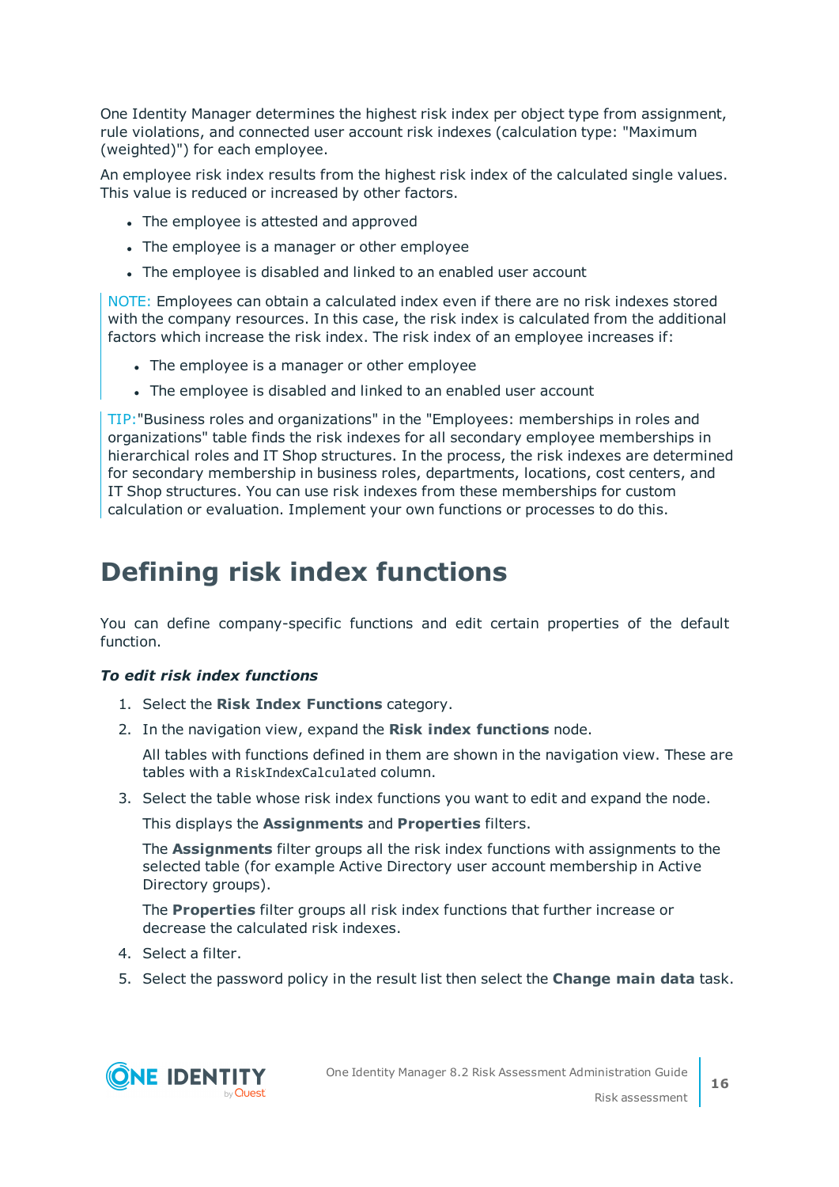One Identity Manager determines the highest risk index per object type from assignment, rule violations, and connected user account risk indexes (calculation type: "Maximum (weighted)") for each employee.

An employee risk index results from the highest risk index of the calculated single values. This value is reduced or increased by other factors.

- The employee is attested and approved
- The employee is a manager or other employee
- The employee is disabled and linked to an enabled user account

NOTE: Employees can obtain a calculated index even if there are no risk indexes stored with the company resources. In this case, the risk index is calculated from the additional factors which increase the risk index. The risk index of an employee increases if:

- The employee is a manager or other employee
- The employee is disabled and linked to an enabled user account

TIP:"Business roles and organizations" in the "Employees: memberships in roles and organizations" table finds the risk indexes for all secondary employee memberships in hierarchical roles and IT Shop structures. In the process, the risk indexes are determined for secondary membership in business roles, departments, locations, cost centers, and IT Shop structures. You can use risk indexes from these memberships for custom calculation or evaluation. Implement your own functions or processes to do this.

# Defining risk index functions

You can define company-specific functions and edit certain properties of the default function.

***To edit risk index functions***

1. Select the **Risk Index Functions** category.
2. In the navigation view, expand the **Risk index functions** node.

   All tables with functions defined in them are shown in the navigation view. These are tables with a `RiskIndexCalculated` column.
3. Select the table whose risk index functions you want to edit and expand the node.

   This displays the **Assignments** and **Properties** filters.

   The **Assignments** filter groups all the risk index functions with assignments to the selected table (for example Active Directory user account membership in Active Directory groups).

   The **Properties** filter groups all risk index functions that further increase or decrease the calculated risk indexes.
4. Select a filter.
5. Select the password policy in the result list then select the **Change main data** task.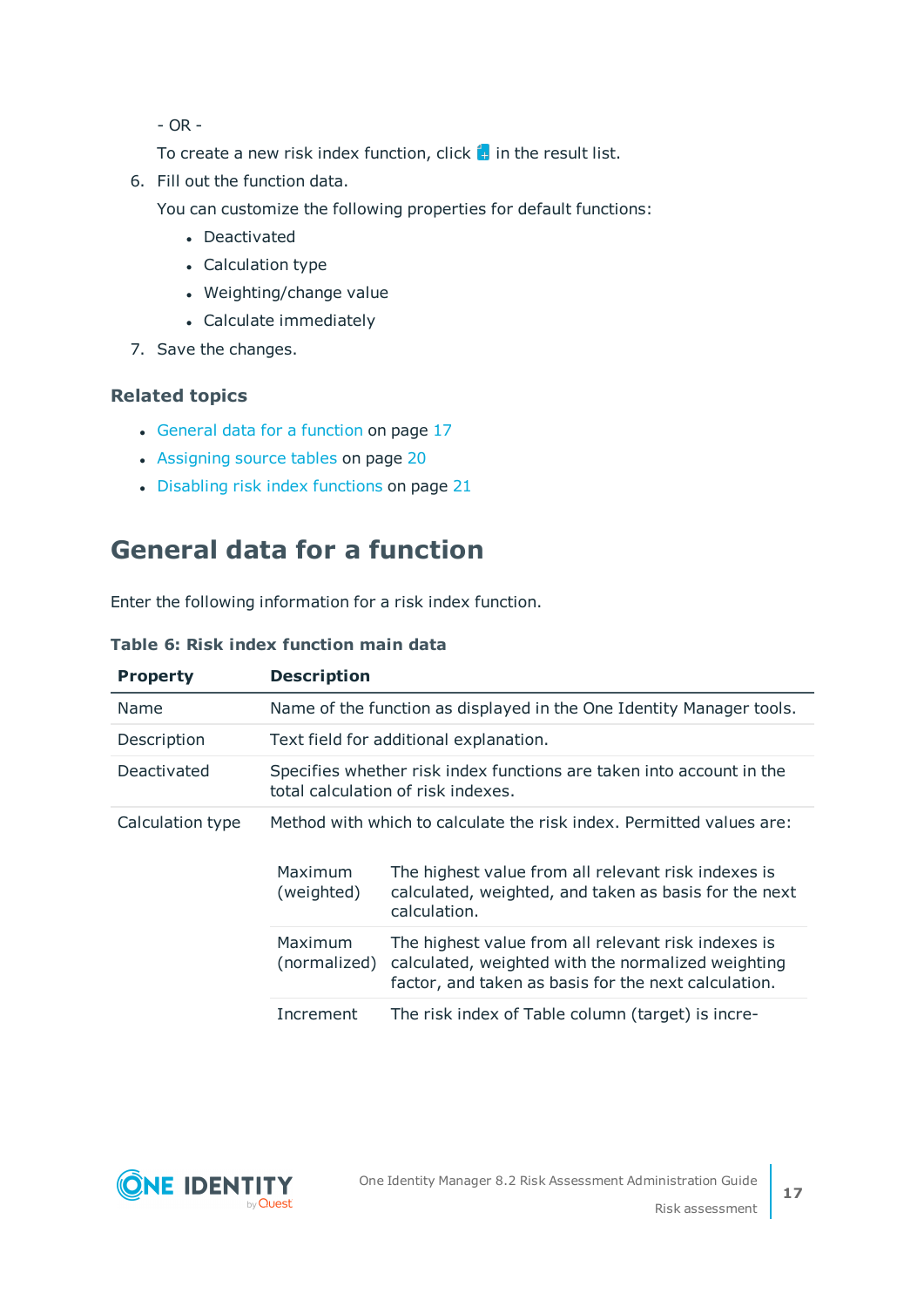- OR -

To create a new risk index function, click  in the result list.

6. Fill out the function data.

   You can customize the following properties for default functions:

   - Deactivated
   - Calculation type
   - Weighting/change value
   - Calculate immediately

7. Save the changes.

### Related topics

- General data for a function on page 17
- Assigning source tables on page 20
- Disabling risk index functions on page 21

## General data for a function

Enter the following information for a risk index function.

**Table 6: Risk index function main data**

| Property | Description |
|---|---|
| Name | Name of the function as displayed in the One Identity Manager tools. |
| Description | Text field for additional explanation. |
| Deactivated | Specifies whether risk index functions are taken into account in the total calculation of risk indexes. |
| Calculation type | Method with which to calculate the risk index. Permitted values are:<br><br>**Maximum (weighted)**: The highest value from all relevant risk indexes is calculated, weighted, and taken as basis for the next calculation.<br><br>**Maximum (normalized)**: The highest value from all relevant risk indexes is calculated, weighted with the normalized weighting factor, and taken as basis for the next calculation.<br><br>**Increment**: The risk index of Table column (target) is incre- |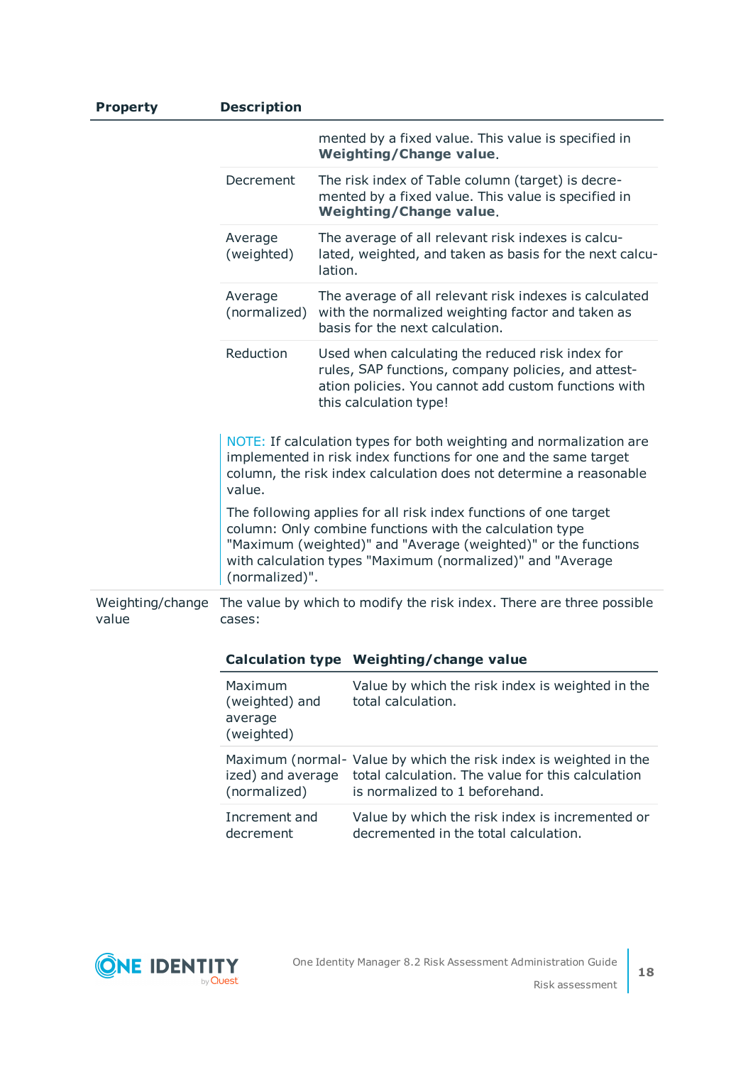| Property | Description | |
|---|---|---|
| | | mented by a fixed value. This value is specified in **Weighting/Change value**. |
| | Decrement | The risk index of Table column (target) is decremented by a fixed value. This value is specified in **Weighting/Change value**. |
| | Average (weighted) | The average of all relevant risk indexes is calculated, weighted, and taken as basis for the next calculation. |
| | Average (normalized) | The average of all relevant risk indexes is calculated with the normalized weighting factor and taken as basis for the next calculation. |
| | Reduction | Used when calculating the reduced risk index for rules, SAP functions, company policies, and attestation policies. You cannot add custom functions with this calculation type! |

NOTE: If calculation types for both weighting and normalization are implemented in risk index functions for one and the same target column, the risk index calculation does not determine a reasonable value.

The following applies for all risk index functions of one target column: Only combine functions with the calculation type "Maximum (weighted)" and "Average (weighted)" or the functions with calculation types "Maximum (normalized)" and "Average (normalized)".

**Weighting/change value**: The value by which to modify the risk index. There are three possible cases:

| Calculation type | Weighting/change value |
|---|---|
| Maximum (weighted) and average (weighted) | Value by which the risk index is weighted in the total calculation. |
| Maximum (normalized) and average (normalized) | Value by which the risk index is weighted in the total calculation. The value for this calculation is normalized to 1 beforehand. |
| Increment and decrement | Value by which the risk index is incremented or decremented in the total calculation. |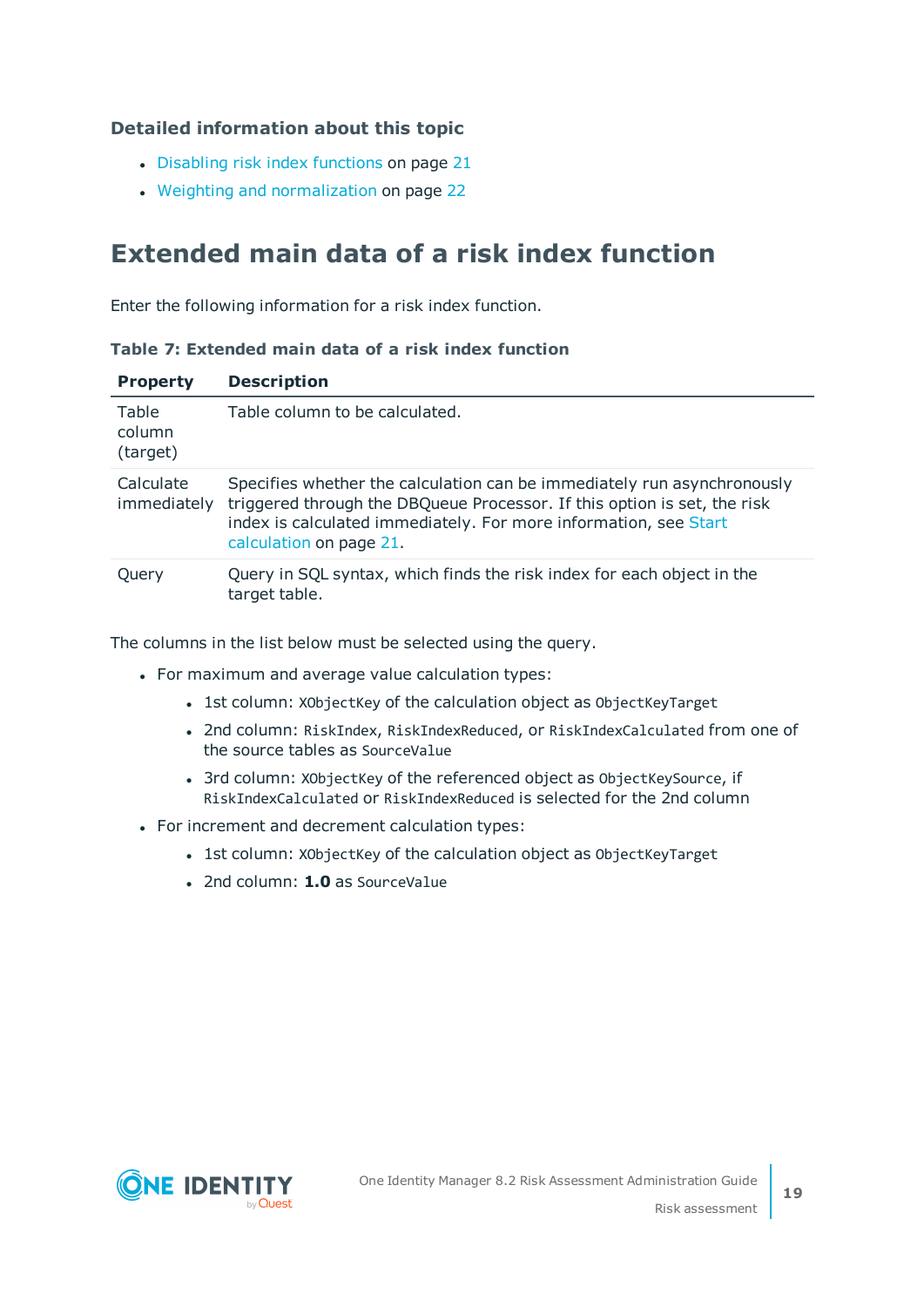### Detailed information about this topic

- Disabling risk index functions on page 21
- Weighting and normalization on page 22

## Extended main data of a risk index function

Enter the following information for a risk index function.

**Table 7: Extended main data of a risk index function**

| Property | Description |
|---|---|
| Table column (target) | Table column to be calculated. |
| Calculate immediately | Specifies whether the calculation can be immediately run asynchronously triggered through the DBQueue Processor. If this option is set, the risk index is calculated immediately. For more information, see Start calculation on page 21. |
| Query | Query in SQL syntax, which finds the risk index for each object in the target table. |

The columns in the list below must be selected using the query.

- For maximum and average value calculation types:
  - 1st column: `XObjectKey` of the calculation object as `ObjectKeyTarget`
  - 2nd column: `RiskIndex`, `RiskIndexReduced`, or `RiskIndexCalculated` from one of the source tables as `SourceValue`
  - 3rd column: `XObjectKey` of the referenced object as `ObjectKeySource`, if `RiskIndexCalculated` or `RiskIndexReduced` is selected for the 2nd column
- For increment and decrement calculation types:
  - 1st column: `XObjectKey` of the calculation object as `ObjectKeyTarget`
  - 2nd column: **1.0** as `SourceValue`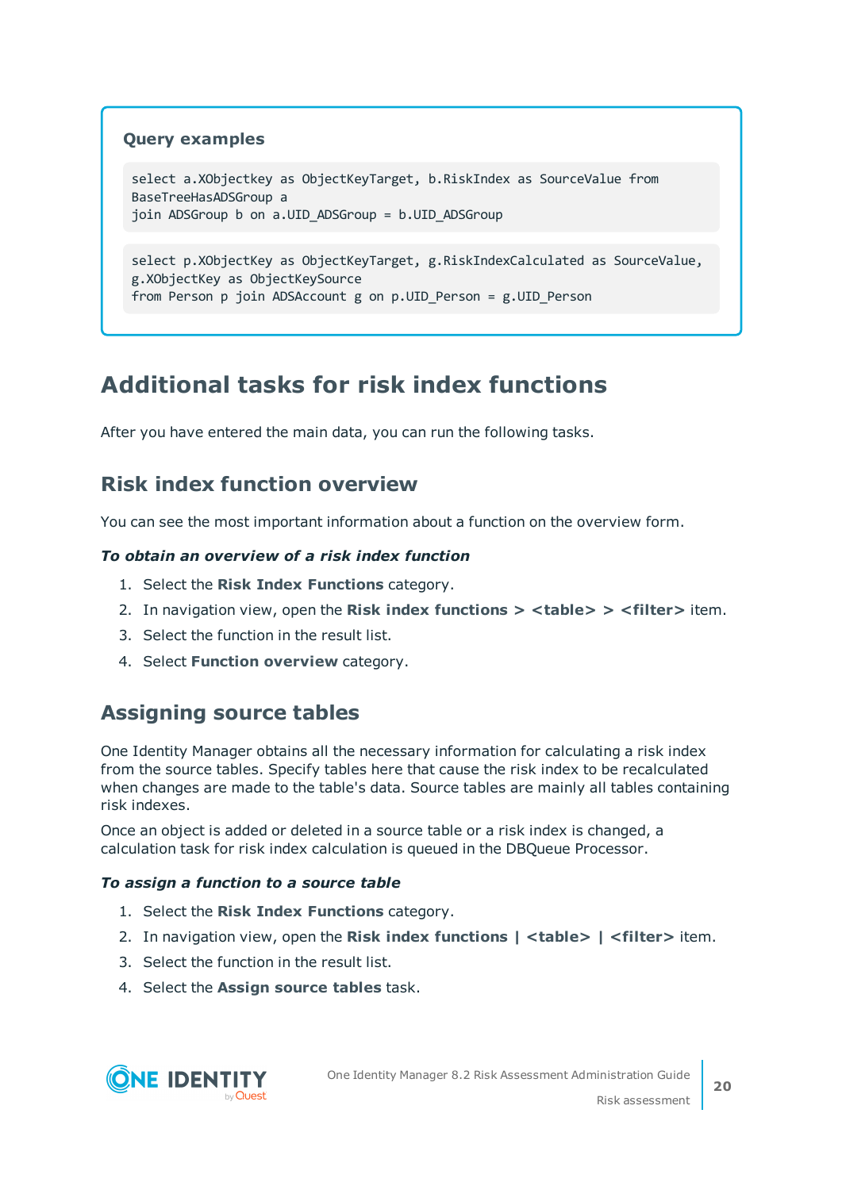**Query examples**

```
select a.XObjectkey as ObjectKeyTarget, b.RiskIndex as SourceValue from
BaseTreeHasADSGroup a
join ADSGroup b on a.UID_ADSGroup = b.UID_ADSGroup
```

```
select p.XObjectKey as ObjectKeyTarget, g.RiskIndexCalculated as SourceValue,
g.XObjectKey as ObjectKeySource
from Person p join ADSAccount g on p.UID_Person = g.UID_Person
```

# Additional tasks for risk index functions

After you have entered the main data, you can run the following tasks.

## Risk index function overview

You can see the most important information about a function on the overview form.

***To obtain an overview of a risk index function***

1. Select the **Risk Index Functions** category.
2. In navigation view, open the **Risk index functions > <table> > <filter>** item.
3. Select the function in the result list.
4. Select **Function overview** category.

## Assigning source tables

One Identity Manager obtains all the necessary information for calculating a risk index from the source tables. Specify tables here that cause the risk index to be recalculated when changes are made to the table's data. Source tables are mainly all tables containing risk indexes.

Once an object is added or deleted in a source table or a risk index is changed, a calculation task for risk index calculation is queued in the DBQueue Processor.

***To assign a function to a source table***

1. Select the **Risk Index Functions** category.
2. In navigation view, open the **Risk index functions | <table> | <filter>** item.
3. Select the function in the result list.
4. Select the **Assign source tables** task.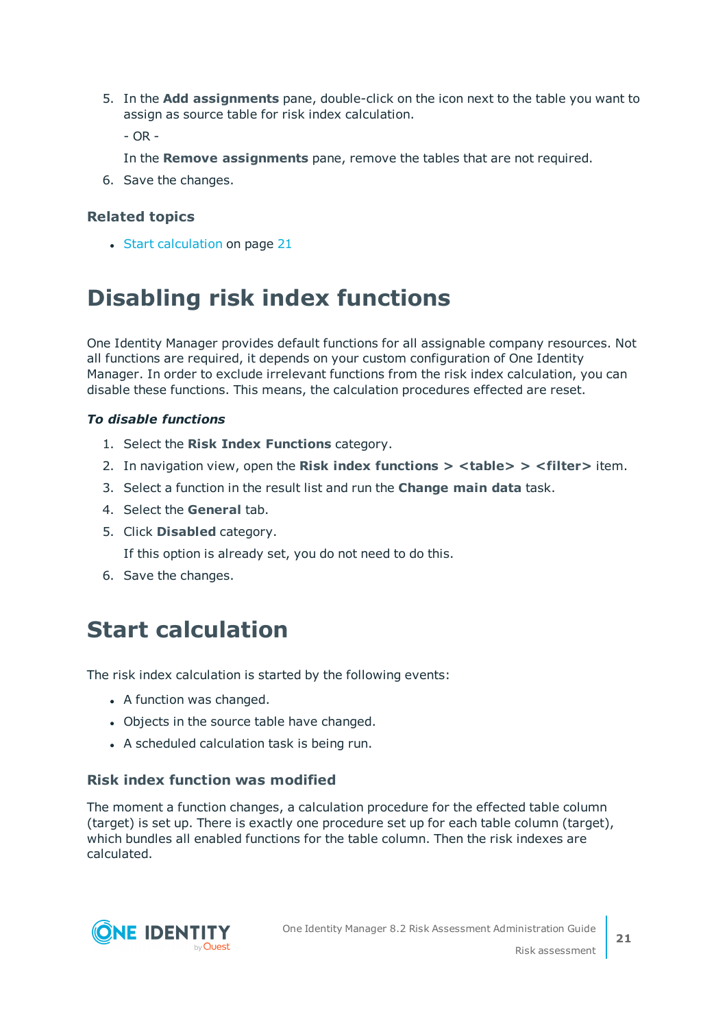5. In the **Add assignments** pane, double-click on the icon next to the table you want to assign as source table for risk index calculation.

   - OR -

   In the **Remove assignments** pane, remove the tables that are not required.
6. Save the changes.

### Related topics

- Start calculation on page 21

# Disabling risk index functions

One Identity Manager provides default functions for all assignable company resources. Not all functions are required, it depends on your custom configuration of One Identity Manager. In order to exclude irrelevant functions from the risk index calculation, you can disable these functions. This means, the calculation procedures effected are reset.

***To disable functions***

1. Select the **Risk Index Functions** category.
2. In navigation view, open the **Risk index functions > <table> > <filter>** item.
3. Select a function in the result list and run the **Change main data** task.
4. Select the **General** tab.
5. Click **Disabled** category.

   If this option is already set, you do not need to do this.
6. Save the changes.

# Start calculation

The risk index calculation is started by the following events:

- A function was changed.
- Objects in the source table have changed.
- A scheduled calculation task is being run.

## Risk index function was modified

The moment a function changes, a calculation procedure for the effected table column (target) is set up. There is exactly one procedure set up for each table column (target), which bundles all enabled functions for the table column. Then the risk indexes are calculated.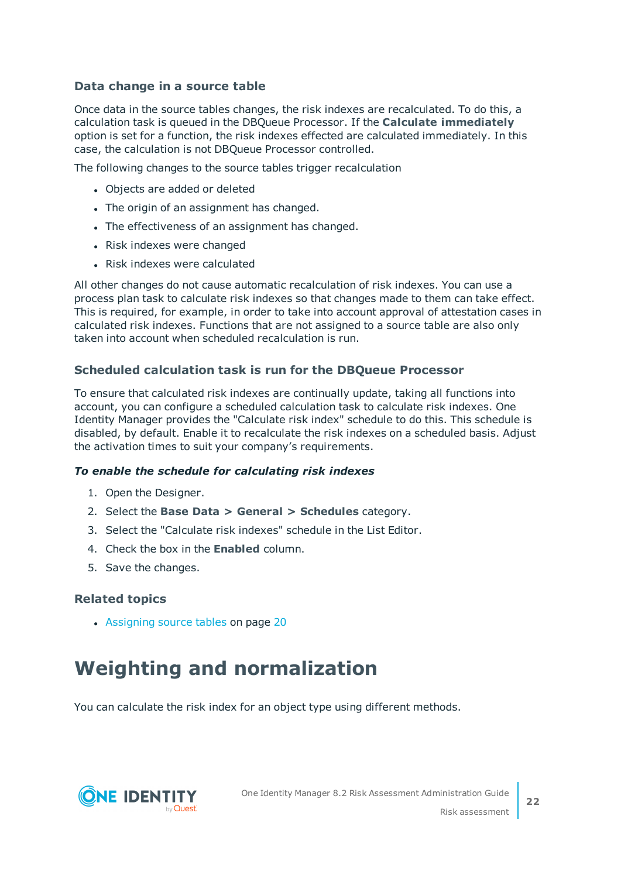### Data change in a source table

Once data in the source tables changes, the risk indexes are recalculated. To do this, a calculation task is queued in the DBQueue Processor. If the **Calculate immediately** option is set for a function, the risk indexes effected are calculated immediately. In this case, the calculation is not DBQueue Processor controlled.

The following changes to the source tables trigger recalculation

- Objects are added or deleted
- The origin of an assignment has changed.
- The effectiveness of an assignment has changed.
- Risk indexes were changed
- Risk indexes were calculated

All other changes do not cause automatic recalculation of risk indexes. You can use a process plan task to calculate risk indexes so that changes made to them can take effect. This is required, for example, in order to take into account approval of attestation cases in calculated risk indexes. Functions that are not assigned to a source table are also only taken into account when scheduled recalculation is run.

### Scheduled calculation task is run for the DBQueue Processor

To ensure that calculated risk indexes are continually update, taking all functions into account, you can configure a scheduled calculation task to calculate risk indexes. One Identity Manager provides the "Calculate risk index" schedule to do this. This schedule is disabled, by default. Enable it to recalculate the risk indexes on a scheduled basis. Adjust the activation times to suit your company’s requirements.

***To enable the schedule for calculating risk indexes***

1. Open the Designer.
2. Select the **Base Data > General > Schedules** category.
3. Select the "Calculate risk indexes" schedule in the List Editor.
4. Check the box in the **Enabled** column.
5. Save the changes.

### Related topics

- Assigning source tables on page 20

# Weighting and normalization

You can calculate the risk index for an object type using different methods.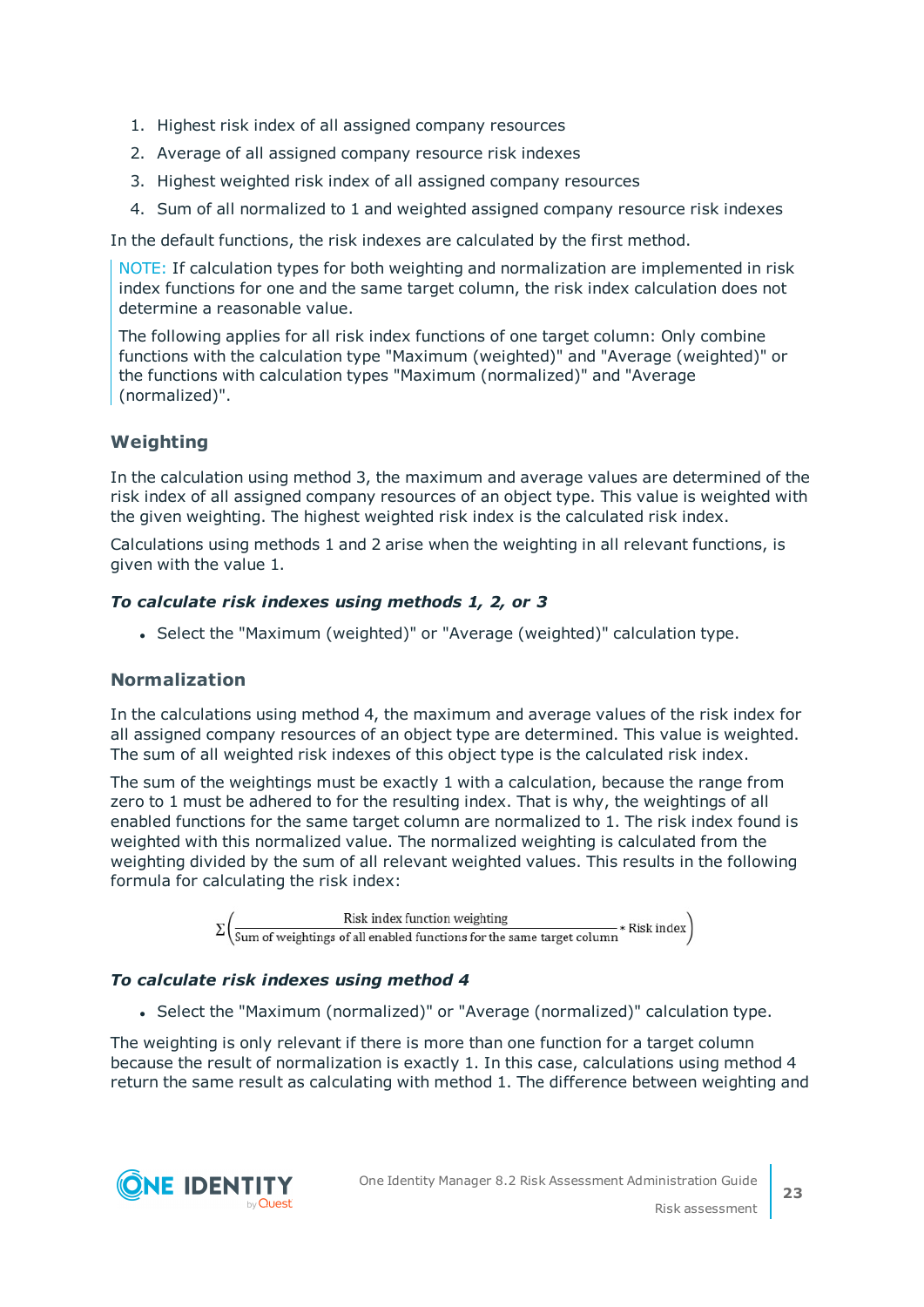1. Highest risk index of all assigned company resources
2. Average of all assigned company resource risk indexes
3. Highest weighted risk index of all assigned company resources
4. Sum of all normalized to 1 and weighted assigned company resource risk indexes

In the default functions, the risk indexes are calculated by the first method.

> NOTE: If calculation types for both weighting and normalization are implemented in risk index functions for one and the same target column, the risk index calculation does not determine a reasonable value.
>
> The following applies for all risk index functions of one target column: Only combine functions with the calculation type "Maximum (weighted)" and "Average (weighted)" or the functions with calculation types "Maximum (normalized)" and "Average (normalized)".

### Weighting

In the calculation using method 3, the maximum and average values are determined of the risk index of all assigned company resources of an object type. This value is weighted with the given weighting. The highest weighted risk index is the calculated risk index.

Calculations using methods 1 and 2 arise when the weighting in all relevant functions, is given with the value 1.

#### *To calculate risk indexes using methods 1, 2, or 3*

- Select the "Maximum (weighted)" or "Average (weighted)" calculation type.

### Normalization

In the calculations using method 4, the maximum and average values of the risk index for all assigned company resources of an object type are determined. This value is weighted. The sum of all weighted risk indexes of this object type is the calculated risk index.

The sum of the weightings must be exactly 1 with a calculation, because the range from zero to 1 must be adhered to for the resulting index. That is why, the weightings of all enabled functions for the same target column are normalized to 1. The risk index found is weighted with this normalized value. The normalized weighting is calculated from the weighting divided by the sum of all relevant weighted values. This results in the following formula for calculating the risk index:

$$\Sigma\left(\frac{\text{Risk index function weighting}}{\text{Sum of weightings of all enabled functions for the same target column}} * \text{Risk index}\right)$$

#### *To calculate risk indexes using method 4*

- Select the "Maximum (normalized)" or "Average (normalized)" calculation type.

The weighting is only relevant if there is more than one function for a target column because the result of normalization is exactly 1. In this case, calculations using method 4 return the same result as calculating with method 1. The difference between weighting and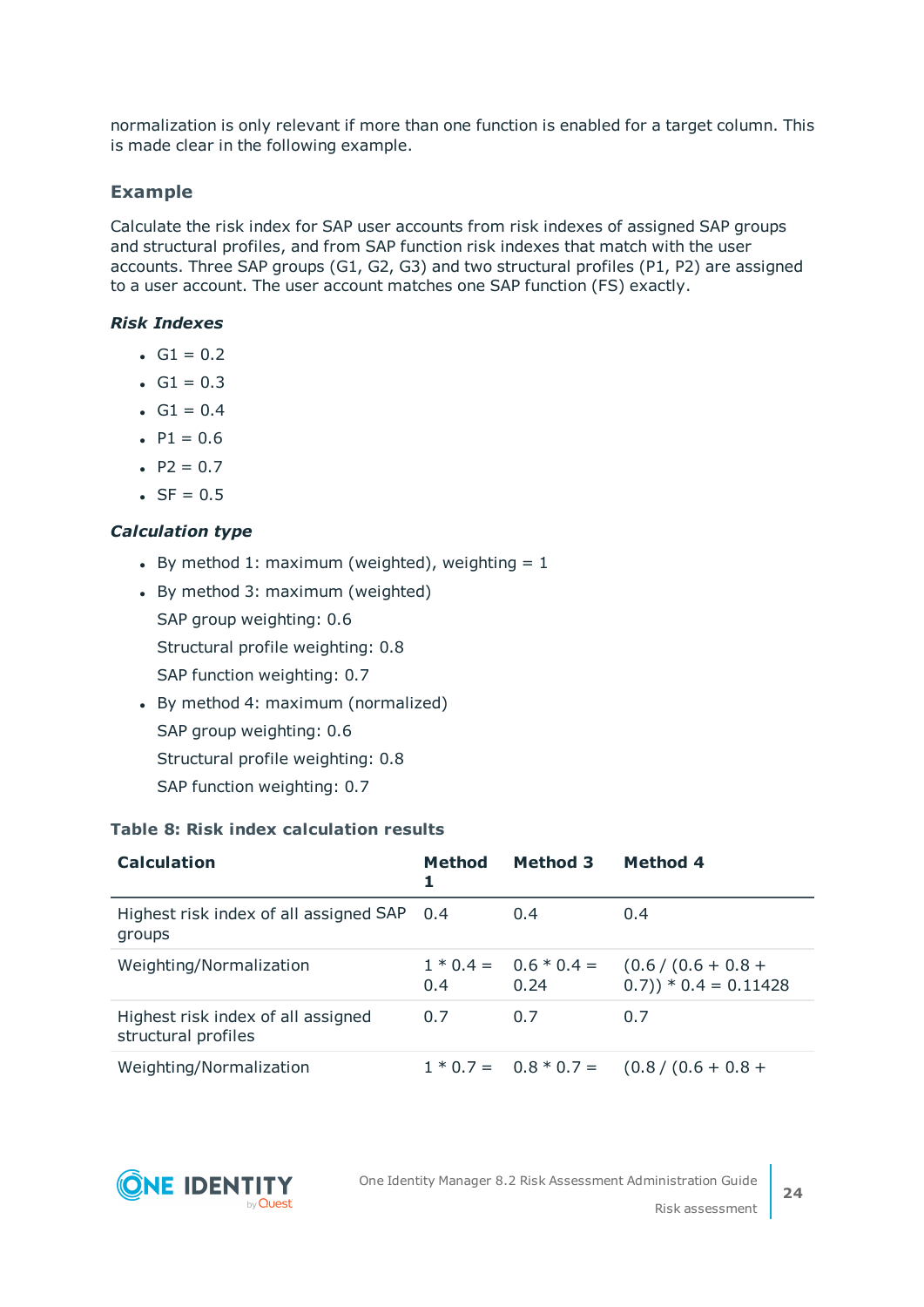normalization is only relevant if more than one function is enabled for a target column. This is made clear in the following example.

### Example

Calculate the risk index for SAP user accounts from risk indexes of assigned SAP groups and structural profiles, and from SAP function risk indexes that match with the user accounts. Three SAP groups (G1, G2, G3) and two structural profiles (P1, P2) are assigned to a user account. The user account matches one SAP function (FS) exactly.

#### *Risk Indexes*

- G1 = 0.2
- G1 = 0.3
- G1 = 0.4
- P1 = 0.6
- P2 = 0.7
- SF = 0.5

#### *Calculation type*

- By method 1: maximum (weighted), weighting = 1
- By method 3: maximum (weighted)

  SAP group weighting: 0.6

  Structural profile weighting: 0.8

  SAP function weighting: 0.7
- By method 4: maximum (normalized)

  SAP group weighting: 0.6

  Structural profile weighting: 0.8

  SAP function weighting: 0.7

**Table 8: Risk index calculation results**

| Calculation | Method 1 | Method 3 | Method 4 |
|---|---|---|---|
| Highest risk index of all assigned SAP groups | 0.4 | 0.4 | 0.4 |
| Weighting/Normalization | 1 * 0.4 = 0.4 | 0.6 * 0.4 = 0.24 | (0.6 / (0.6 + 0.8 + 0.7)) * 0.4 = 0.11428 |
| Highest risk index of all assigned structural profiles | 0.7 | 0.7 | 0.7 |
| Weighting/Normalization | 1 * 0.7 = | 0.8 * 0.7 = | (0.8 / (0.6 + 0.8 + |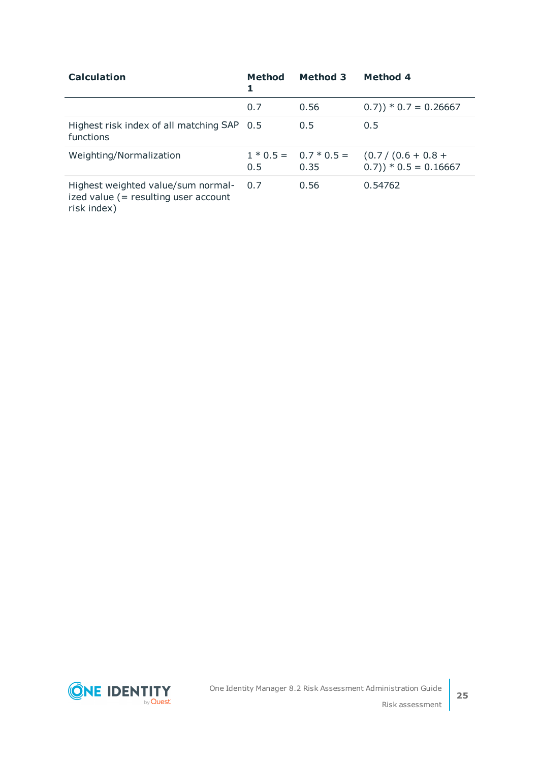| Calculation | Method 1 | Method 3 | Method 4 |
|---|---|---|---|
| | 0.7 | 0.56 | 0.7)) * 0.7 = 0.26667 |
| Highest risk index of all matching SAP functions | 0.5 | 0.5 | 0.5 |
| Weighting/Normalization | 1 * 0.5 = 0.5 | 0.7 * 0.5 = 0.35 | (0.7 / (0.6 + 0.8 + 0.7)) * 0.5 = 0.16667 |
| Highest weighted value/sum normalized value (= resulting user account risk index) | 0.7 | 0.56 | 0.54762 |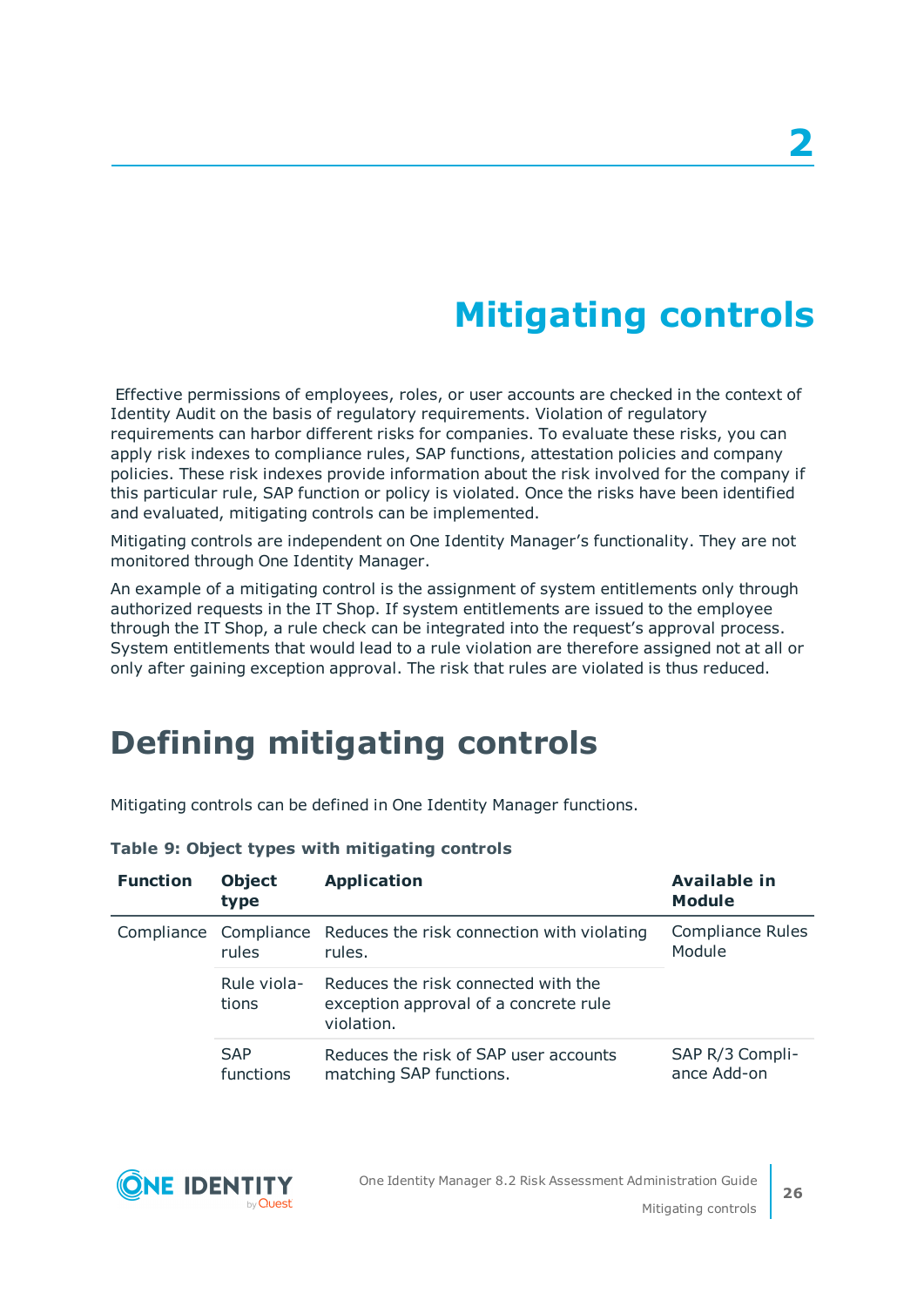# 2 Mitigating controls

Effective permissions of employees, roles, or user accounts are checked in the context of Identity Audit on the basis of regulatory requirements. Violation of regulatory requirements can harbor different risks for companies. To evaluate these risks, you can apply risk indexes to compliance rules, SAP functions, attestation policies and company policies. These risk indexes provide information about the risk involved for the company if this particular rule, SAP function or policy is violated. Once the risks have been identified and evaluated, mitigating controls can be implemented.

Mitigating controls are independent on One Identity Manager's functionality. They are not monitored through One Identity Manager.

An example of a mitigating control is the assignment of system entitlements only through authorized requests in the IT Shop. If system entitlements are issued to the employee through the IT Shop, a rule check can be integrated into the request's approval process. System entitlements that would lead to a rule violation are therefore assigned not at all or only after gaining exception approval. The risk that rules are violated is thus reduced.

## Defining mitigating controls

Mitigating controls can be defined in One Identity Manager functions.

**Table 9: Object types with mitigating controls**

| Function | Object type | Application | Available in Module |
|---|---|---|---|
| Compliance | Compliance rules | Reduces the risk connection with violating rules. | Compliance Rules Module |
| | Rule violations | Reduces the risk connected with the exception approval of a concrete rule violation. | |
| | SAP functions | Reduces the risk of SAP user accounts matching SAP functions. | SAP R/3 Compliance Add-on |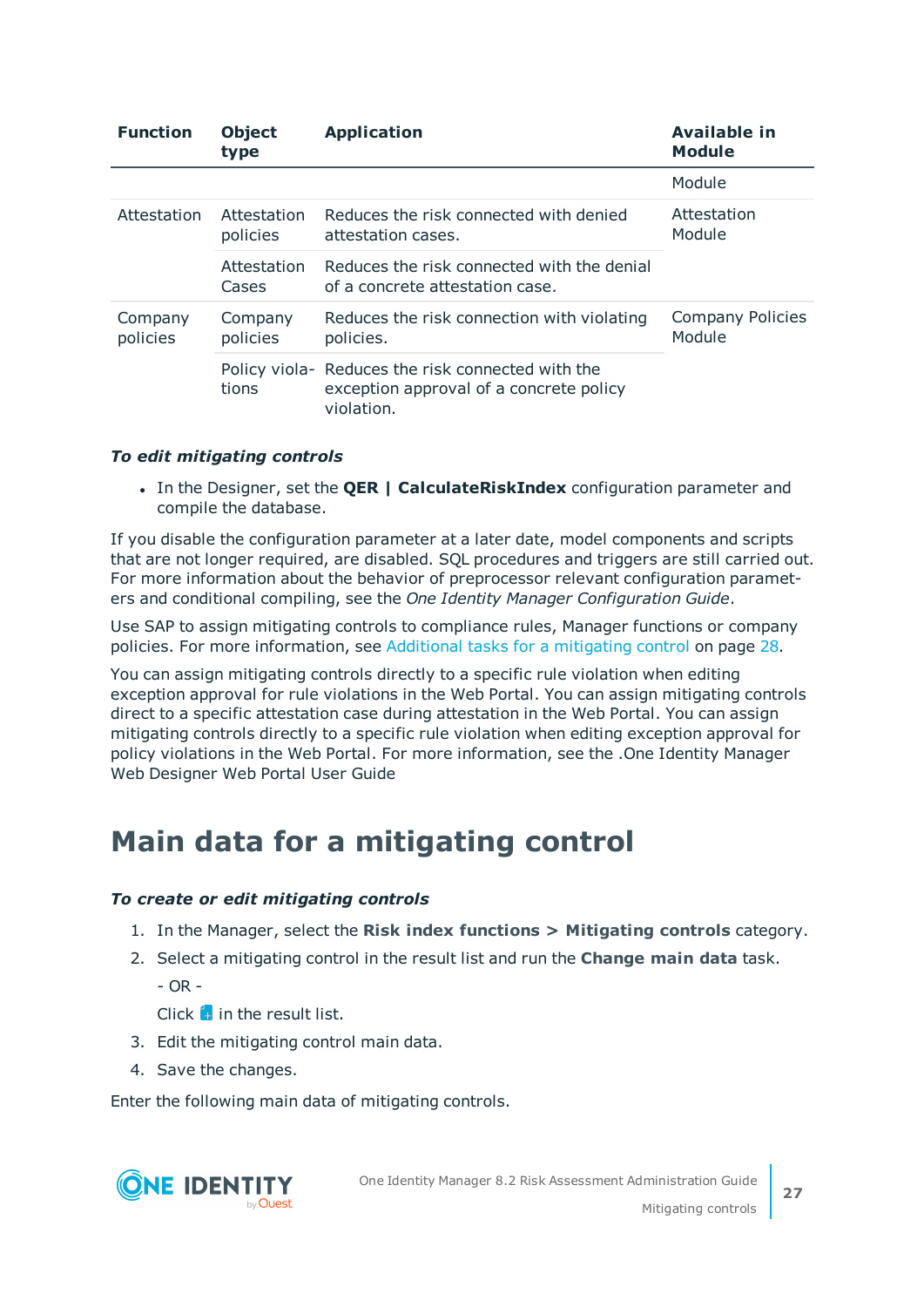| Function | Object type | Application | Available in Module |
|---|---|---|---|
| | | | Module |
| Attestation | Attestation policies | Reduces the risk connected with denied attestation cases. | Attestation Module |
| | Attestation Cases | Reduces the risk connected with the denial of a concrete attestation case. | |
| Company policies | Company policies | Reduces the risk connection with violating policies. | Company Policies Module |
| | Policy violations | Reduces the risk connected with the exception approval of a concrete policy violation. | |

***To edit mitigating controls***

- In the Designer, set the **QER | CalculateRiskIndex** configuration parameter and compile the database.

If you disable the configuration parameter at a later date, model components and scripts that are not longer required, are disabled. SQL procedures and triggers are still carried out. For more information about the behavior of preprocessor relevant configuration parameters and conditional compiling, see the *One Identity Manager Configuration Guide*.

Use SAP to assign mitigating controls to compliance rules, Manager functions or company policies. For more information, see Additional tasks for a mitigating control on page 28.

You can assign mitigating controls directly to a specific rule violation when editing exception approval for rule violations in the Web Portal. You can assign mitigating controls direct to a specific attestation case during attestation in the Web Portal. You can assign mitigating controls directly to a specific rule violation when editing exception approval for policy violations in the Web Portal. For more information, see the .One Identity Manager Web Designer Web Portal User Guide

# Main data for a mitigating control

***To create or edit mitigating controls***

1. In the Manager, select the **Risk index functions > Mitigating controls** category.
2. Select a mitigating control in the result list and run the **Change main data** task.

   - OR -

   Click  in the result list.
3. Edit the mitigating control main data.
4. Save the changes.

Enter the following main data of mitigating controls.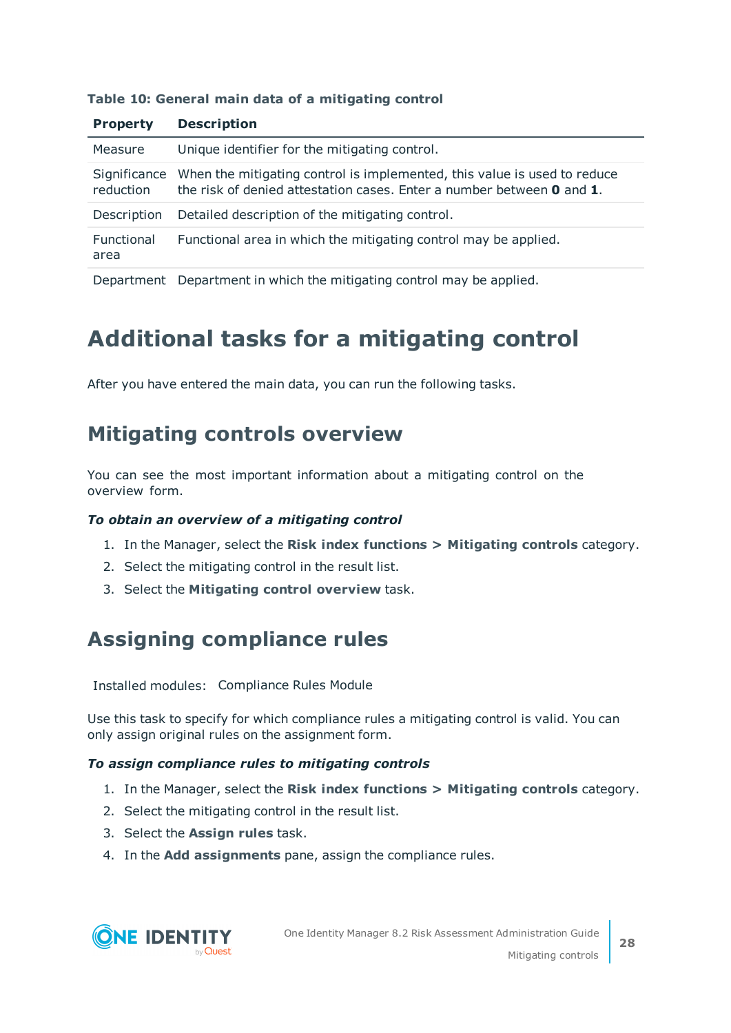**Table 10: General main data of a mitigating control**

| Property | Description |
|---|---|
| Measure | Unique identifier for the mitigating control. |
| Significance reduction | When the mitigating control is implemented, this value is used to reduce the risk of denied attestation cases. Enter a number between **0** and **1**. |
| Description | Detailed description of the mitigating control. |
| Functional area | Functional area in which the mitigating control may be applied. |
| Department | Department in which the mitigating control may be applied. |

# Additional tasks for a mitigating control

After you have entered the main data, you can run the following tasks.

## Mitigating controls overview

You can see the most important information about a mitigating control on the overview form.

***To obtain an overview of a mitigating control***

1. In the Manager, select the **Risk index functions > Mitigating controls** category.
2. Select the mitigating control in the result list.
3. Select the **Mitigating control overview** task.

## Assigning compliance rules

Installed modules: Compliance Rules Module

Use this task to specify for which compliance rules a mitigating control is valid. You can only assign original rules on the assignment form.

***To assign compliance rules to mitigating controls***

1. In the Manager, select the **Risk index functions > Mitigating controls** category.
2. Select the mitigating control in the result list.
3. Select the **Assign rules** task.
4. In the **Add assignments** pane, assign the compliance rules.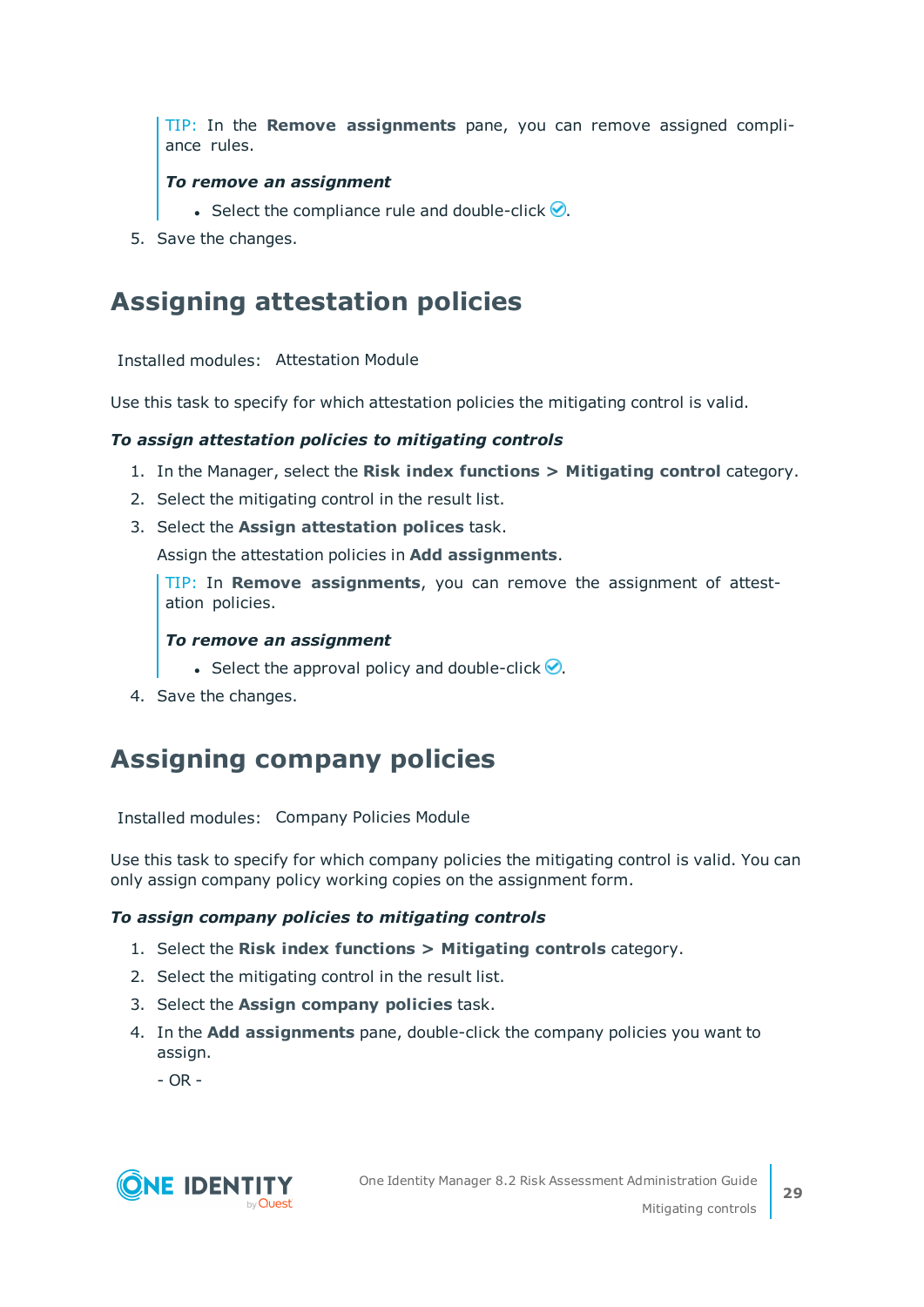> TIP: In the **Remove assignments** pane, you can remove assigned compliance rules.
>
> ***To remove an assignment***
>
> - Select the compliance rule and double-click ✅.

5. Save the changes.

# Assigning attestation policies

Installed modules: Attestation Module

Use this task to specify for which attestation policies the mitigating control is valid.

***To assign attestation policies to mitigating controls***

1. In the Manager, select the **Risk index functions > Mitigating control** category.
2. Select the mitigating control in the result list.
3. Select the **Assign attestation polices** task.

   Assign the attestation policies in **Add assignments**.

   > TIP: In **Remove assignments**, you can remove the assignment of attestation policies.
   >
   > ***To remove an assignment***
   >
   > - Select the approval policy and double-click ✅.

4. Save the changes.

# Assigning company policies

Installed modules: Company Policies Module

Use this task to specify for which company policies the mitigating control is valid. You can only assign company policy working copies on the assignment form.

***To assign company policies to mitigating controls***

1. Select the **Risk index functions > Mitigating controls** category.
2. Select the mitigating control in the result list.
3. Select the **Assign company policies** task.
4. In the **Add assignments** pane, double-click the company policies you want to assign.

   \- OR -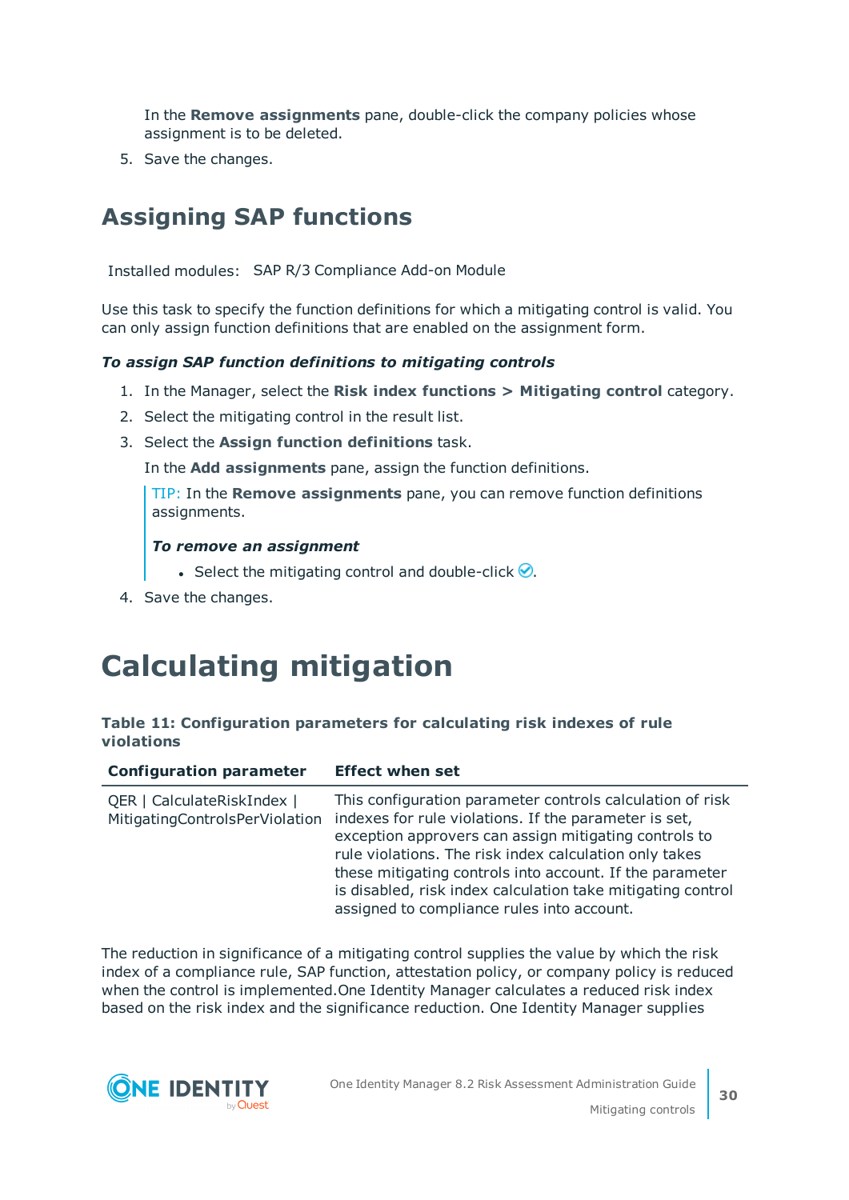In the **Remove assignments** pane, double-click the company policies whose assignment is to be deleted.

5. Save the changes.

## Assigning SAP functions

Installed modules: SAP R/3 Compliance Add-on Module

Use this task to specify the function definitions for which a mitigating control is valid. You can only assign function definitions that are enabled on the assignment form.

***To assign SAP function definitions to mitigating controls***

1. In the Manager, select the **Risk index functions > Mitigating control** category.
2. Select the mitigating control in the result list.
3. Select the **Assign function definitions** task.

   In the **Add assignments** pane, assign the function definitions.

   > TIP: In the **Remove assignments** pane, you can remove function definitions assignments.
   >
   > ***To remove an assignment***
   >
   > - Select the mitigating control and double-click ✅.

4. Save the changes.

# Calculating mitigation

**Table 11: Configuration parameters for calculating risk indexes of rule violations**

| Configuration parameter | Effect when set |
|---|---|
| QER \| CalculateRiskIndex \| MitigatingControlsPerViolation | This configuration parameter controls calculation of risk indexes for rule violations. If the parameter is set, exception approvers can assign mitigating controls to rule violations. The risk index calculation only takes these mitigating controls into account. If the parameter is disabled, risk index calculation take mitigating control assigned to compliance rules into account. |

The reduction in significance of a mitigating control supplies the value by which the risk index of a compliance rule, SAP function, attestation policy, or company policy is reduced when the control is implemented.One Identity Manager calculates a reduced risk index based on the risk index and the significance reduction. One Identity Manager supplies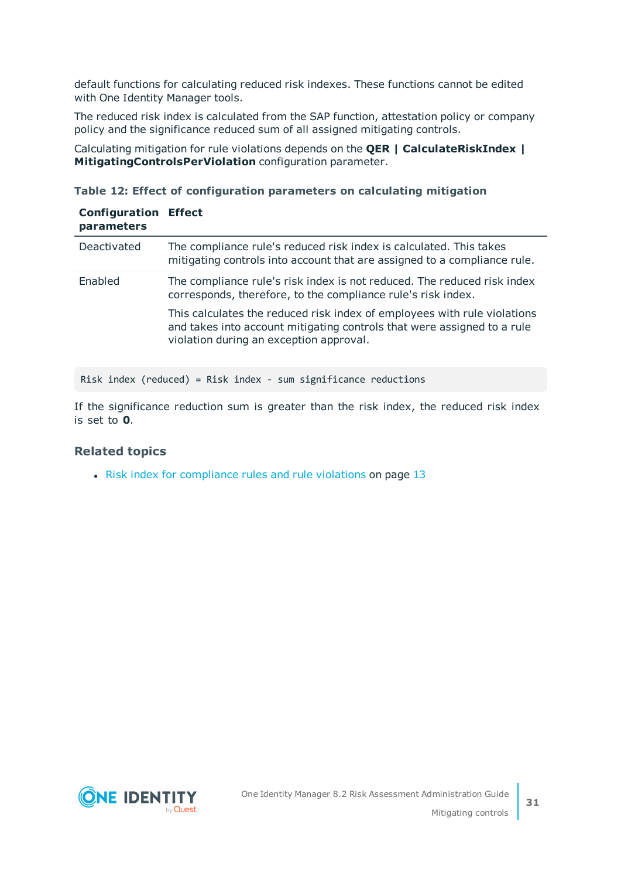default functions for calculating reduced risk indexes. These functions cannot be edited with One Identity Manager tools.

The reduced risk index is calculated from the SAP function, attestation policy or company policy and the significance reduced sum of all assigned mitigating controls.

Calculating mitigation for rule violations depends on the **QER | CalculateRiskIndex | MitigatingControlsPerViolation** configuration parameter.

**Table 12: Effect of configuration parameters on calculating mitigation**

| Configuration parameters | Effect |
|---|---|
| Deactivated | The compliance rule's reduced risk index is calculated. This takes mitigating controls into account that are assigned to a compliance rule. |
| Enabled | The compliance rule's risk index is not reduced. The reduced risk index corresponds, therefore, to the compliance rule's risk index.<br><br>This calculates the reduced risk index of employees with rule violations and takes into account mitigating controls that were assigned to a rule violation during an exception approval. |

```
Risk index (reduced) = Risk index - sum significance reductions
```

If the significance reduction sum is greater than the risk index, the reduced risk index is set to **0**.

## Related topics

- Risk index for compliance rules and rule violations on page 13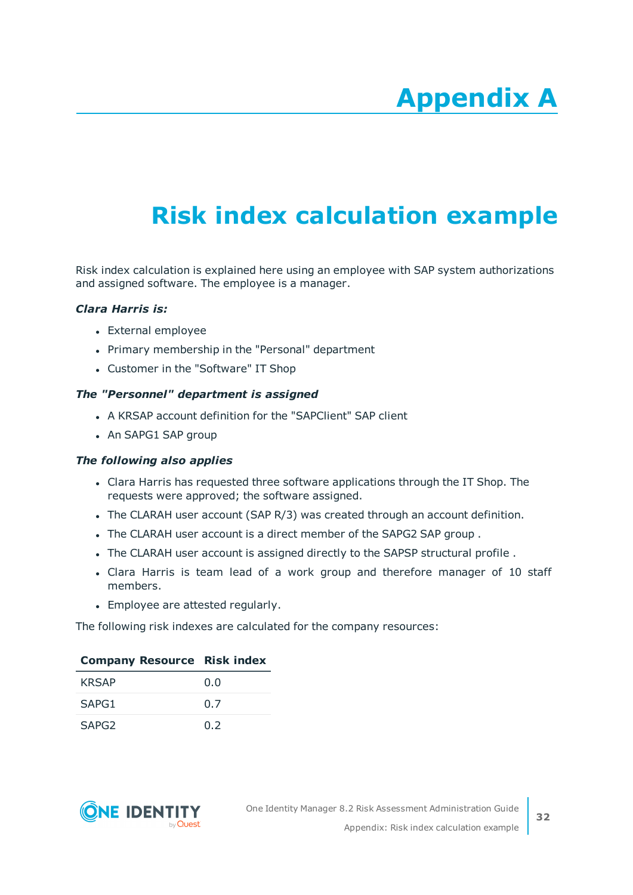# Appendix A

# Risk index calculation example

Risk index calculation is explained here using an employee with SAP system authorizations and assigned software. The employee is a manager.

***Clara Harris is:***

- External employee
- Primary membership in the "Personal" department
- Customer in the "Software" IT Shop

***The "Personnel" department is assigned***

- A KRSAP account definition for the "SAPClient" SAP client
- An SAPG1 SAP group

***The following also applies***

- Clara Harris has requested three software applications through the IT Shop. The requests were approved; the software assigned.
- The CLARAH user account (SAP R/3) was created through an account definition.
- The CLARAH user account is a direct member of the SAPG2 SAP group .
- The CLARAH user account is assigned directly to the SAPSP structural profile .
- Clara Harris is team lead of a work group and therefore manager of 10 staff members.
- Employee are attested regularly.

The following risk indexes are calculated for the company resources:

| Company Resource | Risk index |
|---|---|
| KRSAP | 0.0 |
| SAPG1 | 0.7 |
| SAPG2 | 0.2 |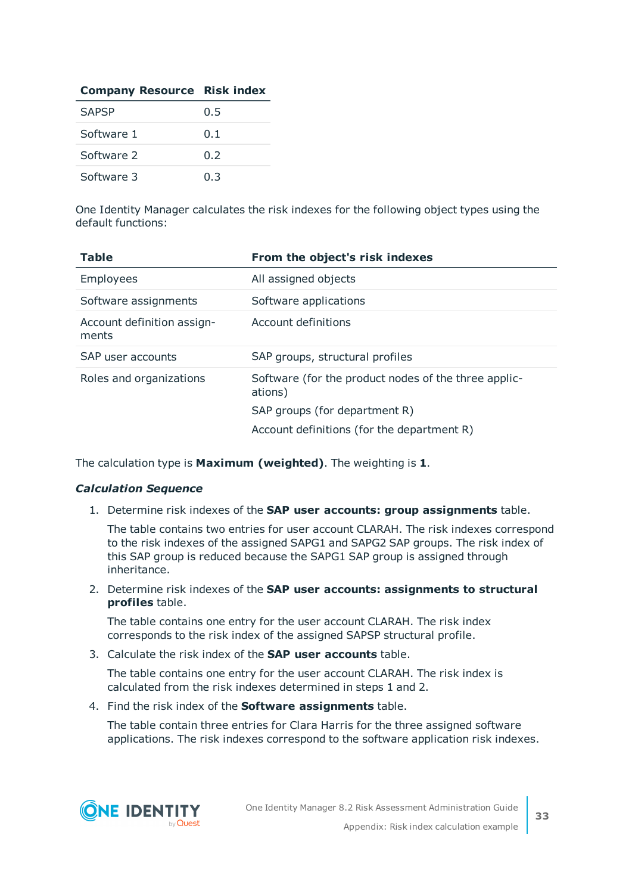| Company Resource | Risk index |
|---|---|
| SAPSP | 0.5 |
| Software 1 | 0.1 |
| Software 2 | 0.2 |
| Software 3 | 0.3 |

One Identity Manager calculates the risk indexes for the following object types using the default functions:

| Table | From the object's risk indexes |
|---|---|
| Employees | All assigned objects |
| Software assignments | Software applications |
| Account definition assignments | Account definitions |
| SAP user accounts | SAP groups, structural profiles |
| Roles and organizations | Software (for the product nodes of the three applications)<br>SAP groups (for department R)<br>Account definitions (for the department R) |

The calculation type is **Maximum (weighted)**. The weighting is **1**.

***Calculation Sequence***

1. Determine risk indexes of the **SAP user accounts: group assignments** table.

   The table contains two entries for user account CLARAH. The risk indexes correspond to the risk indexes of the assigned SAPG1 and SAPG2 SAP groups. The risk index of this SAP group is reduced because the SAPG1 SAP group is assigned through inheritance.

2. Determine risk indexes of the **SAP user accounts: assignments to structural profiles** table.

   The table contains one entry for the user account CLARAH. The risk index corresponds to the risk index of the assigned SAPSP structural profile.

3. Calculate the risk index of the **SAP user accounts** table.

   The table contains one entry for the user account CLARAH. The risk index is calculated from the risk indexes determined in steps 1 and 2.

4. Find the risk index of the **Software assignments** table.

   The table contain three entries for Clara Harris for the three assigned software applications. The risk indexes correspond to the software application risk indexes.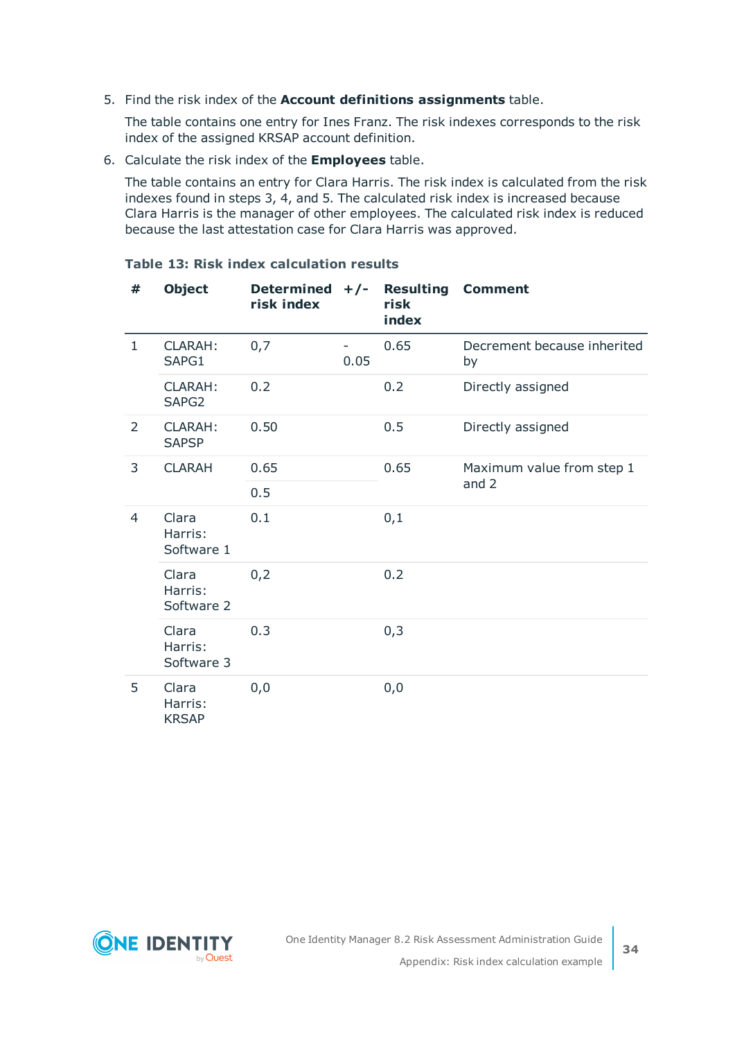5. Find the risk index of the **Account definitions assignments** table.

   The table contains one entry for Ines Franz. The risk indexes corresponds to the risk index of the assigned KRSAP account definition.

6. Calculate the risk index of the **Employees** table.

   The table contains an entry for Clara Harris. The risk index is calculated from the risk indexes found in steps 3, 4, and 5. The calculated risk index is increased because Clara Harris is the manager of other employees. The calculated risk index is reduced because the last attestation case for Clara Harris was approved.

**Table 13: Risk index calculation results**

| # | Object | Determined risk index | +/- | Resulting risk index | Comment |
|---|---|---|---|---|---|
| 1 | CLARAH: SAPG1 | 0,7 | - 0.05 | 0.65 | Decrement because inherited by |
| | CLARAH: SAPG2 | 0.2 | | 0.2 | Directly assigned |
| 2 | CLARAH: SAPSP | 0.50 | | 0.5 | Directly assigned |
| 3 | CLARAH | 0.65 | | 0.65 | Maximum value from step 1 and 2 |
| | | 0.5 | | | |
| 4 | Clara Harris: Software 1 | 0.1 | | 0,1 | |
| | Clara Harris: Software 2 | 0,2 | | 0.2 | |
| | Clara Harris: Software 3 | 0.3 | | 0,3 | |
| 5 | Clara Harris: KRSAP | 0,0 | | 0,0 | |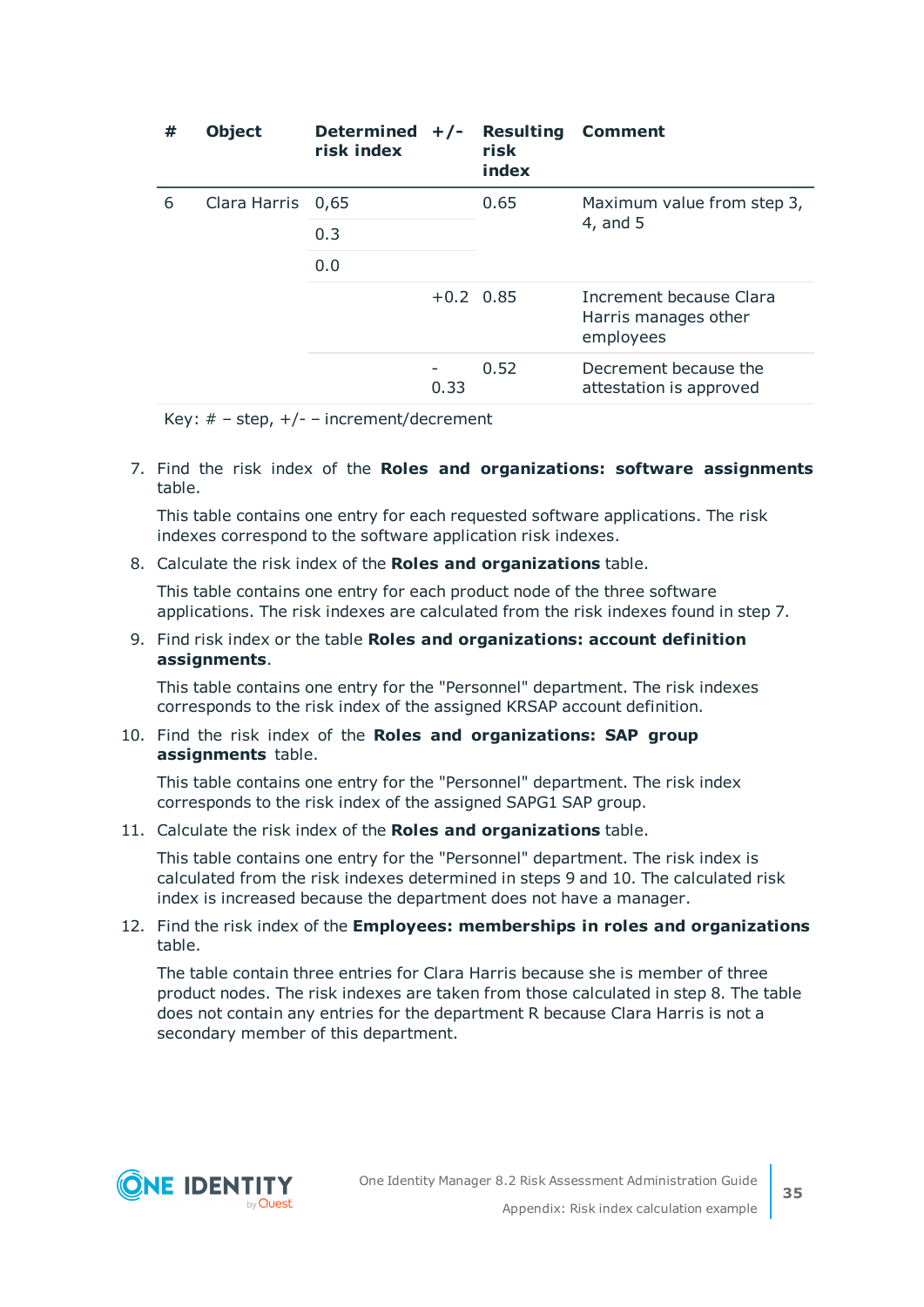| # | Object | Determined risk index | +/- | Resulting risk index | Comment |
|---|---|---|---|---|---|
| 6 | Clara Harris | 0,65 | | 0.65 | Maximum value from step 3, 4, and 5 |
| | | 0.3 | | | |
| | | 0.0 | | | |
| | | | +0.2 | 0.85 | Increment because Clara Harris manages other employees |
| | | | -0.33 | 0.52 | Decrement because the attestation is approved |

Key: # – step, +/- – increment/decrement

7. Find the risk index of the **Roles and organizations: software assignments** table.

   This table contains one entry for each requested software applications. The risk indexes correspond to the software application risk indexes.

8. Calculate the risk index of the **Roles and organizations** table.

   This table contains one entry for each product node of the three software applications. The risk indexes are calculated from the risk indexes found in step 7.

9. Find risk index or the table **Roles and organizations: account definition assignments**.

   This table contains one entry for the "Personnel" department. The risk indexes corresponds to the risk index of the assigned KRSAP account definition.

10. Find the risk index of the **Roles and organizations: SAP group assignments** table.

    This table contains one entry for the "Personnel" department. The risk index corresponds to the risk index of the assigned SAPG1 SAP group.

11. Calculate the risk index of the **Roles and organizations** table.

    This table contains one entry for the "Personnel" department. The risk index is calculated from the risk indexes determined in steps 9 and 10. The calculated risk index is increased because the department does not have a manager.

12. Find the risk index of the **Employees: memberships in roles and organizations** table.

    The table contain three entries for Clara Harris because she is member of three product nodes. The risk indexes are taken from those calculated in step 8. The table does not contain any entries for the department R because Clara Harris is not a secondary member of this department.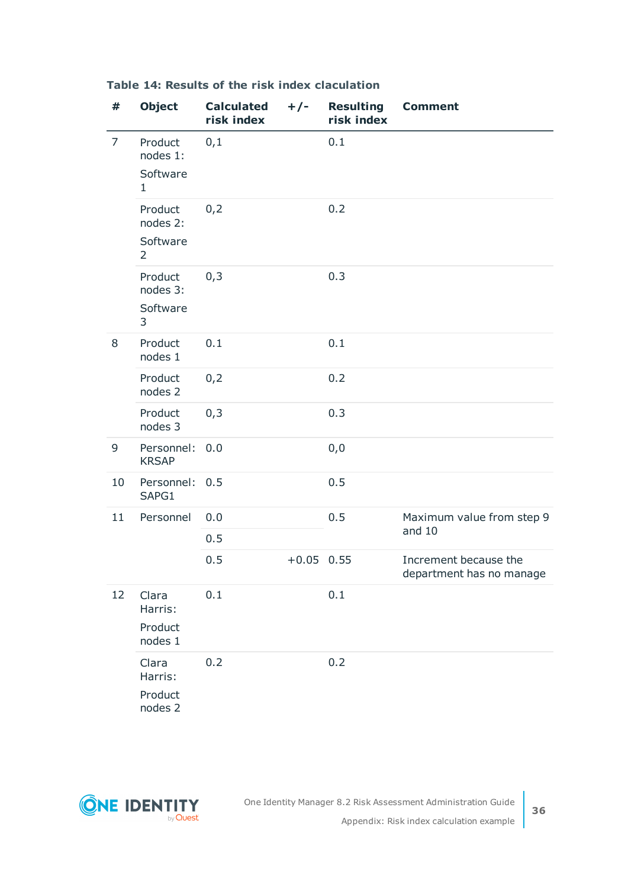**Table 14: Results of the risk index claculation**

| # | Object | Calculated risk index | +/- | Resulting risk index | Comment |
|---|---|---|---|---|---|
| 7 | Product nodes 1: Software 1 | 0,1 | | 0.1 | |
| | Product nodes 2: Software 2 | 0,2 | | 0.2 | |
| | Product nodes 3: Software 3 | 0,3 | | 0.3 | |
| 8 | Product nodes 1 | 0.1 | | 0.1 | |
| | Product nodes 2 | 0,2 | | 0.2 | |
| | Product nodes 3 | 0,3 | | 0.3 | |
| 9 | Personnel: KRSAP | 0.0 | | 0,0 | |
| 10 | Personnel: SAPG1 | 0.5 | | 0.5 | |
| 11 | Personnel | 0.0 | | 0.5 | Maximum value from step 9 and 10 |
| | | 0.5 | | | |
| | | 0.5 | +0.05 | 0.55 | Increment because the department has no manage |
| 12 | Clara Harris: Product nodes 1 | 0.1 | | 0.1 | |
| | Clara Harris: Product nodes 2 | 0.2 | | 0.2 | |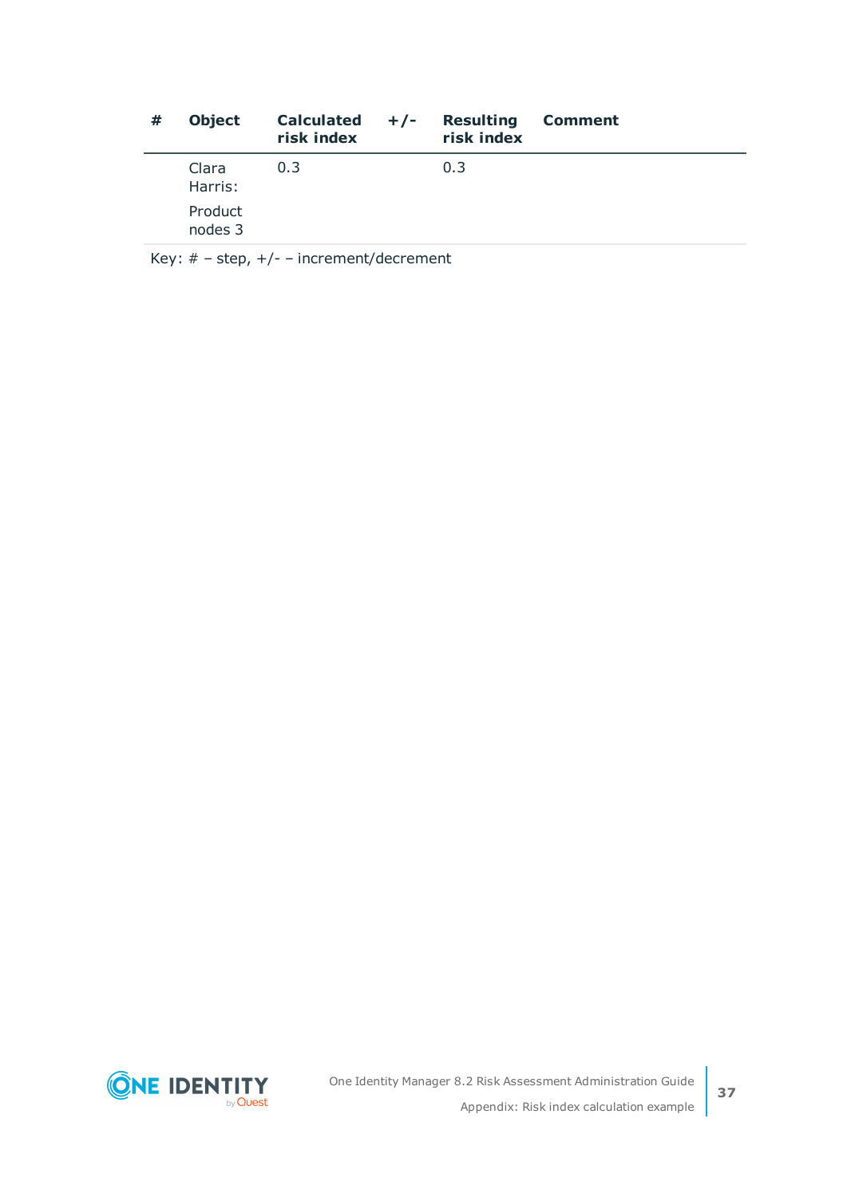| # | Object | Calculated risk index | +/- | Resulting risk index | Comment |
|---|---|---|---|---|---|
| | Clara Harris:<br><br>Product nodes 3 | 0.3 | | 0.3 | |

Key: # – step, +/- – increment/decrement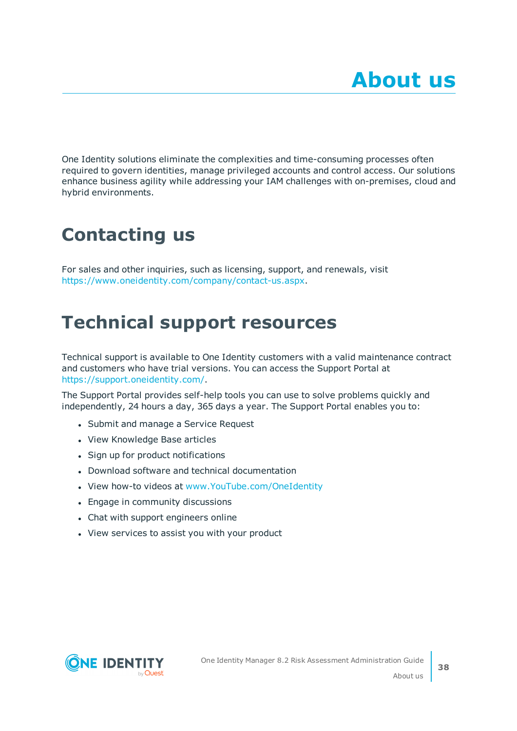# About us

One Identity solutions eliminate the complexities and time-consuming processes often required to govern identities, manage privileged accounts and control access. Our solutions enhance business agility while addressing your IAM challenges with on-premises, cloud and hybrid environments.

## Contacting us

For sales and other inquiries, such as licensing, support, and renewals, visit https://www.oneidentity.com/company/contact-us.aspx.

## Technical support resources

Technical support is available to One Identity customers with a valid maintenance contract and customers who have trial versions. You can access the Support Portal at https://support.oneidentity.com/.

The Support Portal provides self-help tools you can use to solve problems quickly and independently, 24 hours a day, 365 days a year. The Support Portal enables you to:

- Submit and manage a Service Request
- View Knowledge Base articles
- Sign up for product notifications
- Download software and technical documentation
- View how-to videos at www.YouTube.com/OneIdentity
- Engage in community discussions
- Chat with support engineers online
- View services to assist you with your product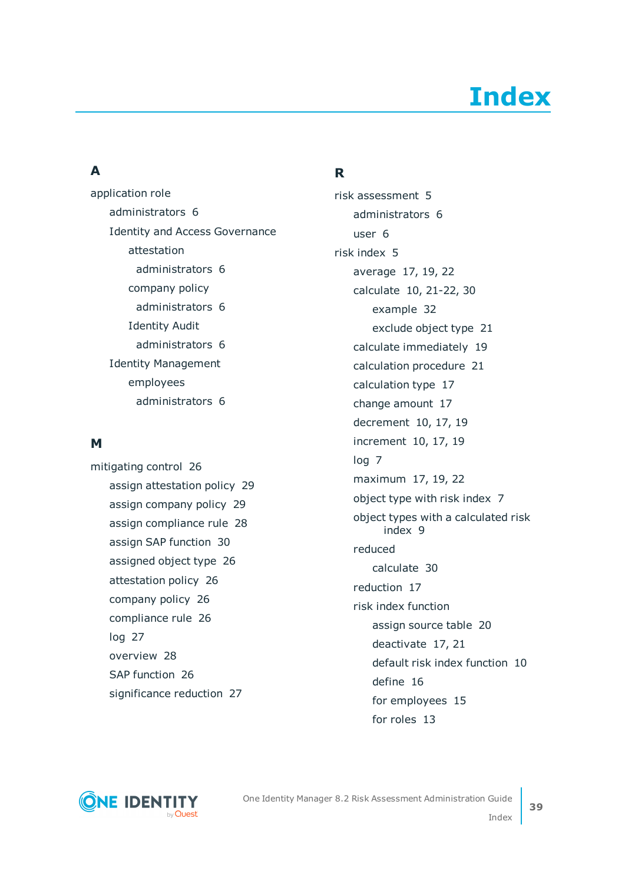# Index

## A

application role
- administrators 6
- Identity and Access Governance
  - attestation
    - administrators 6
  - company policy
    - administrators 6
  - Identity Audit
    - administrators 6
- Identity Management
  - employees
    - administrators 6

## M

mitigating control 26
- assign attestation policy 29
- assign company policy 29
- assign compliance rule 28
- assign SAP function 30
- assigned object type 26
- attestation policy 26
- company policy 26
- compliance rule 26
- log 27
- overview 28
- SAP function 26
- significance reduction 27

## R

risk assessment 5
- administrators 6
- user 6

risk index 5
- average 17, 19, 22
- calculate 10, 21-22, 30
  - example 32
  - exclude object type 21
- calculate immediately 19
- calculation procedure 21
- calculation type 17
- change amount 17
- decrement 10, 17, 19
- increment 10, 17, 19
- log 7
- maximum 17, 19, 22
- object type with risk index 7
- object types with a calculated risk index 9
- reduced
  - calculate 30
- reduction 17
- risk index function
  - assign source table 20
  - deactivate 17, 21
  - default risk index function 10
  - define 16
  - for employees 15
  - for roles 13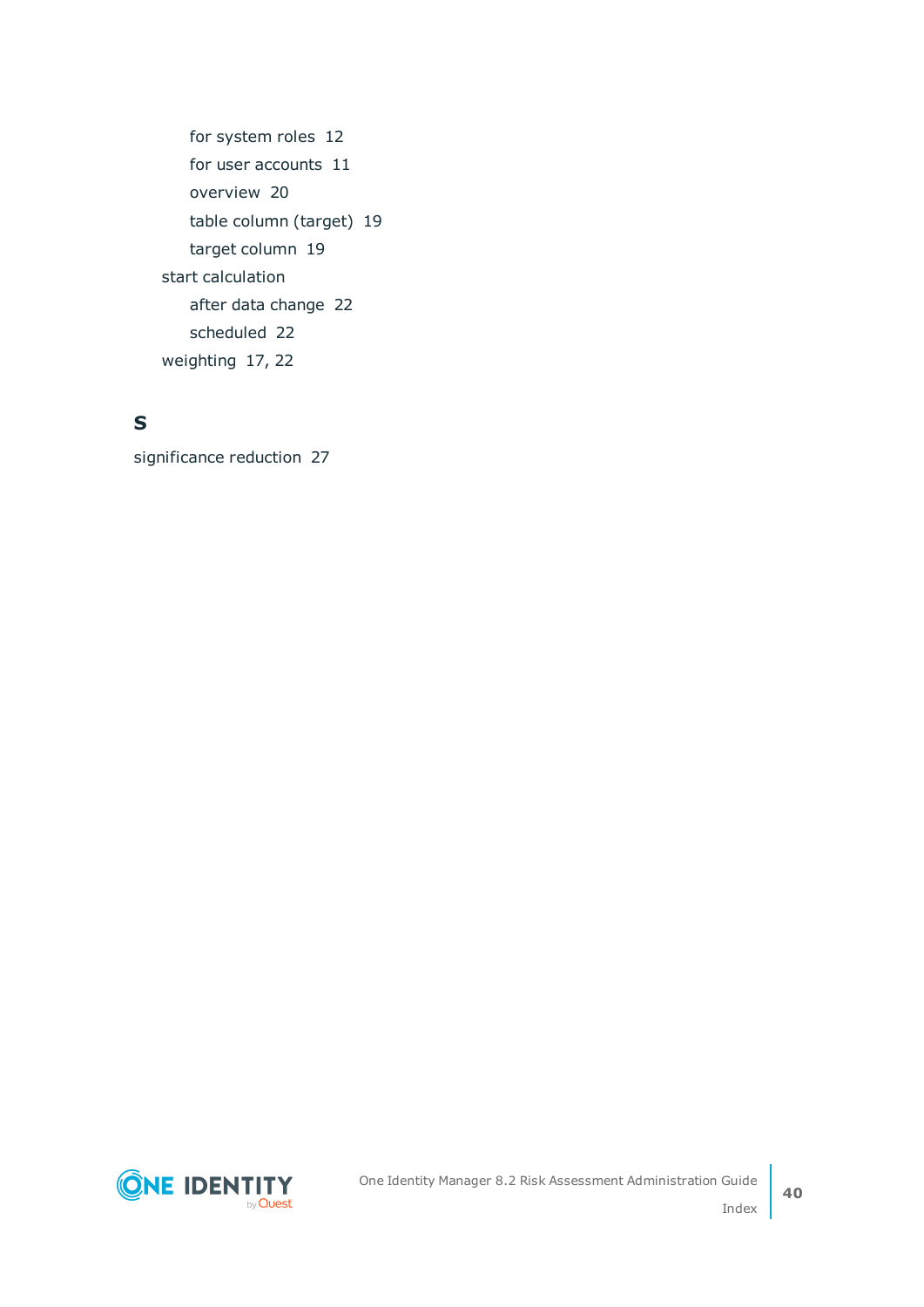for system roles  12
        for user accounts  11
        overview  20
        table column (target)  19
        target column  19
    start calculation
        after data change  22
        scheduled  22
    weighting  17, 22

## S

significance reduction  27